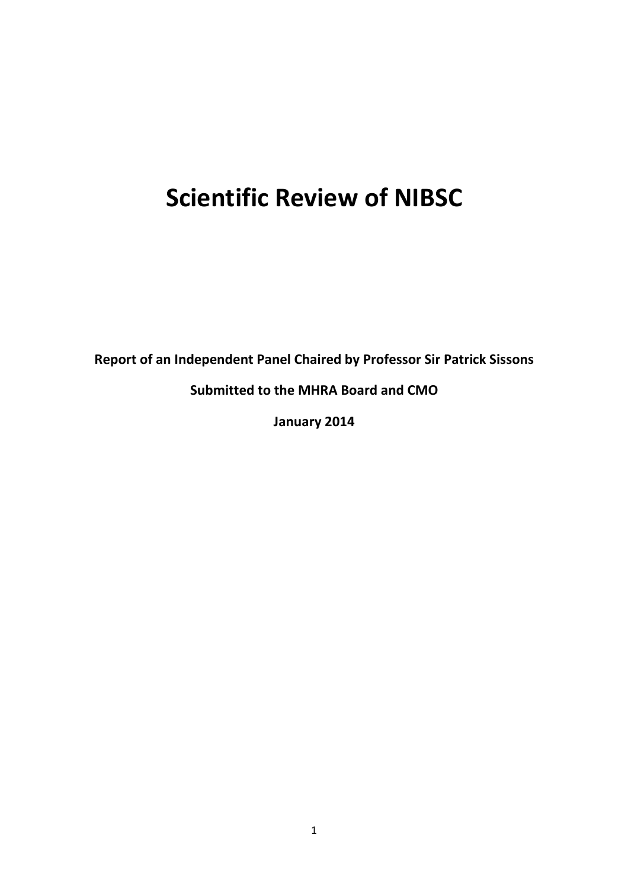# Scientific Review of NIBSC

**Report of an Independent Panel Chaired by Professor Sir Patrick Sissons**

**Submitted to the MHRA Board and CMO**

**January 2014**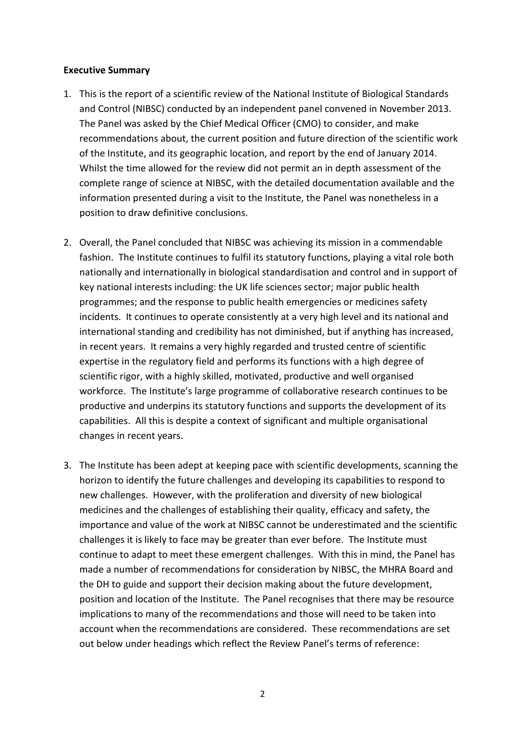**Executive Summary**

1. This is the report of a scientific review of the National Institute of Biological Standards and Control (NIBSC) conducted by an independent panel convened in November 2013. The Panel was asked by the Chief Medical Officer (CMO) to consider, and make recommendations about, the current position and future direction of the scientific work of the Institute, and its geographic location, and report by the end of January 2014. Whilst the time allowed for the review did not permit an in depth assessment of the complete range of science at NIBSC, with the detailed documentation available and the information presented during a visit to the Institute, the Panel was nonetheless in a position to draw definitive conclusions.

2. Overall, the Panel concluded that NIBSC was achieving its mission in a commendable fashion. The Institute continues to fulfil its statutory functions, playing a vital role both nationally and internationally in biological standardisation and control and in support of key national interests including: the UK life sciences sector; major public health programmes; and the response to public health emergencies or medicines safety incidents. It continues to operate consistently at a very high level and its national and international standing and credibility has not diminished, but if anything has increased, in recent years. It remains a very highly regarded and trusted centre of scientific expertise in the regulatory field and performs its functions with a high degree of scientific rigor, with a highly skilled, motivated, productive and well organised workforce. The Institute's large programme of collaborative research continues to be productive and underpins its statutory functions and supports the development of its capabilities. All this is despite a context of significant and multiple organisational changes in recent years.

3. The Institute has been adept at keeping pace with scientific developments, scanning the horizon to identify the future challenges and developing its capabilities to respond to new challenges. However, with the proliferation and diversity of new biological medicines and the challenges of establishing their quality, efficacy and safety, the importance and value of the work at NIBSC cannot be underestimated and the scientific challenges it is likely to face may be greater than ever before. The Institute must continue to adapt to meet these emergent challenges. With this in mind, the Panel has made a number of recommendations for consideration by NIBSC, the MHRA Board and the DH to guide and support their decision making about the future development, position and location of the Institute. The Panel recognises that there may be resource implications to many of the recommendations and those will need to be taken into account when the recommendations are considered. These recommendations are set out below under headings which reflect the Review Panel's terms of reference: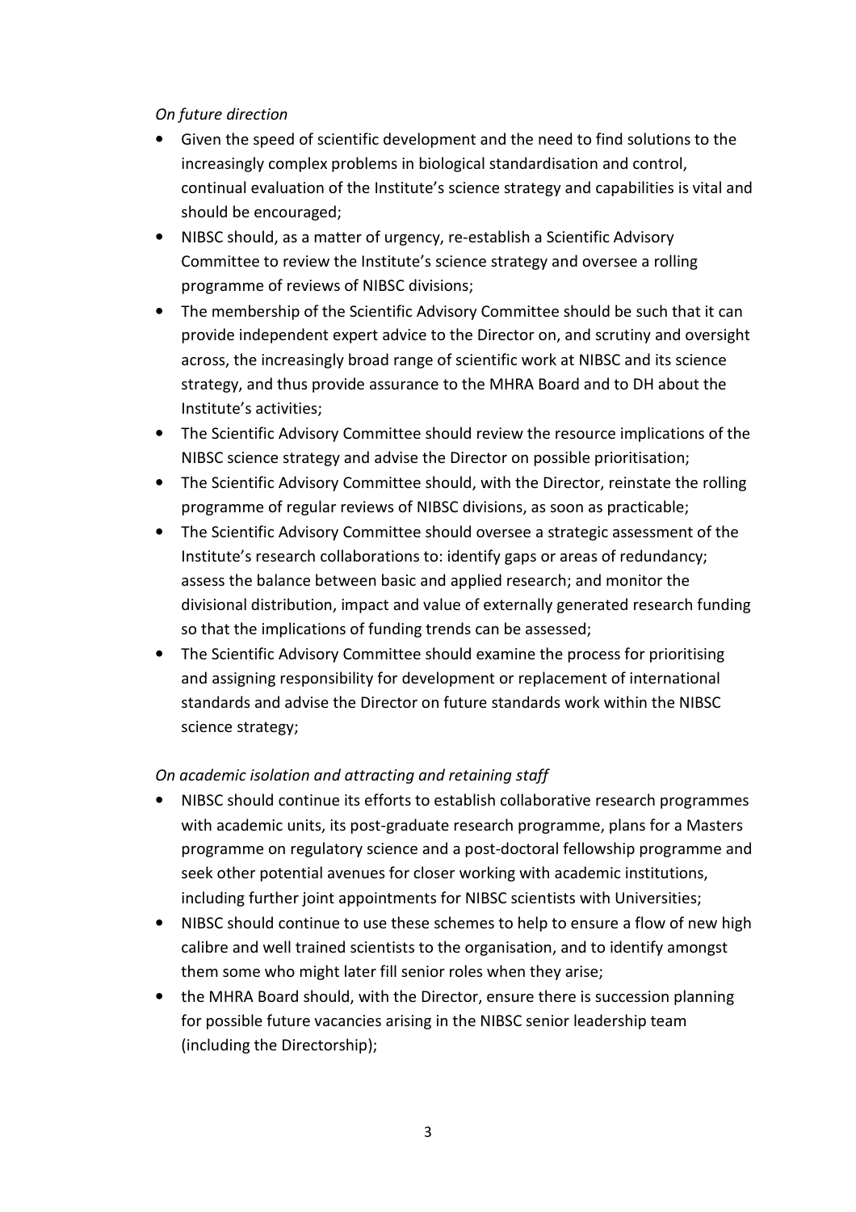*On future direction*

- Given the speed of scientific development and the need to find solutions to the increasingly complex problems in biological standardisation and control, continual evaluation of the Institute's science strategy and capabilities is vital and should be encouraged;
- NIBSC should, as a matter of urgency, re-establish a Scientific Advisory Committee to review the Institute's science strategy and oversee a rolling programme of reviews of NIBSC divisions;
- The membership of the Scientific Advisory Committee should be such that it can provide independent expert advice to the Director on, and scrutiny and oversight across, the increasingly broad range of scientific work at NIBSC and its science strategy, and thus provide assurance to the MHRA Board and to DH about the Institute's activities;
- The Scientific Advisory Committee should review the resource implications of the NIBSC science strategy and advise the Director on possible prioritisation;
- The Scientific Advisory Committee should, with the Director, reinstate the rolling programme of regular reviews of NIBSC divisions, as soon as practicable;
- The Scientific Advisory Committee should oversee a strategic assessment of the Institute's research collaborations to: identify gaps or areas of redundancy; assess the balance between basic and applied research; and monitor the divisional distribution, impact and value of externally generated research funding so that the implications of funding trends can be assessed;
- The Scientific Advisory Committee should examine the process for prioritising and assigning responsibility for development or replacement of international standards and advise the Director on future standards work within the NIBSC science strategy;

*On academic isolation and attracting and retaining staff*

- NIBSC should continue its efforts to establish collaborative research programmes with academic units, its post-graduate research programme, plans for a Masters programme on regulatory science and a post-doctoral fellowship programme and seek other potential avenues for closer working with academic institutions, including further joint appointments for NIBSC scientists with Universities;
- NIBSC should continue to use these schemes to help to ensure a flow of new high calibre and well trained scientists to the organisation, and to identify amongst them some who might later fill senior roles when they arise;
- the MHRA Board should, with the Director, ensure there is succession planning for possible future vacancies arising in the NIBSC senior leadership team (including the Directorship);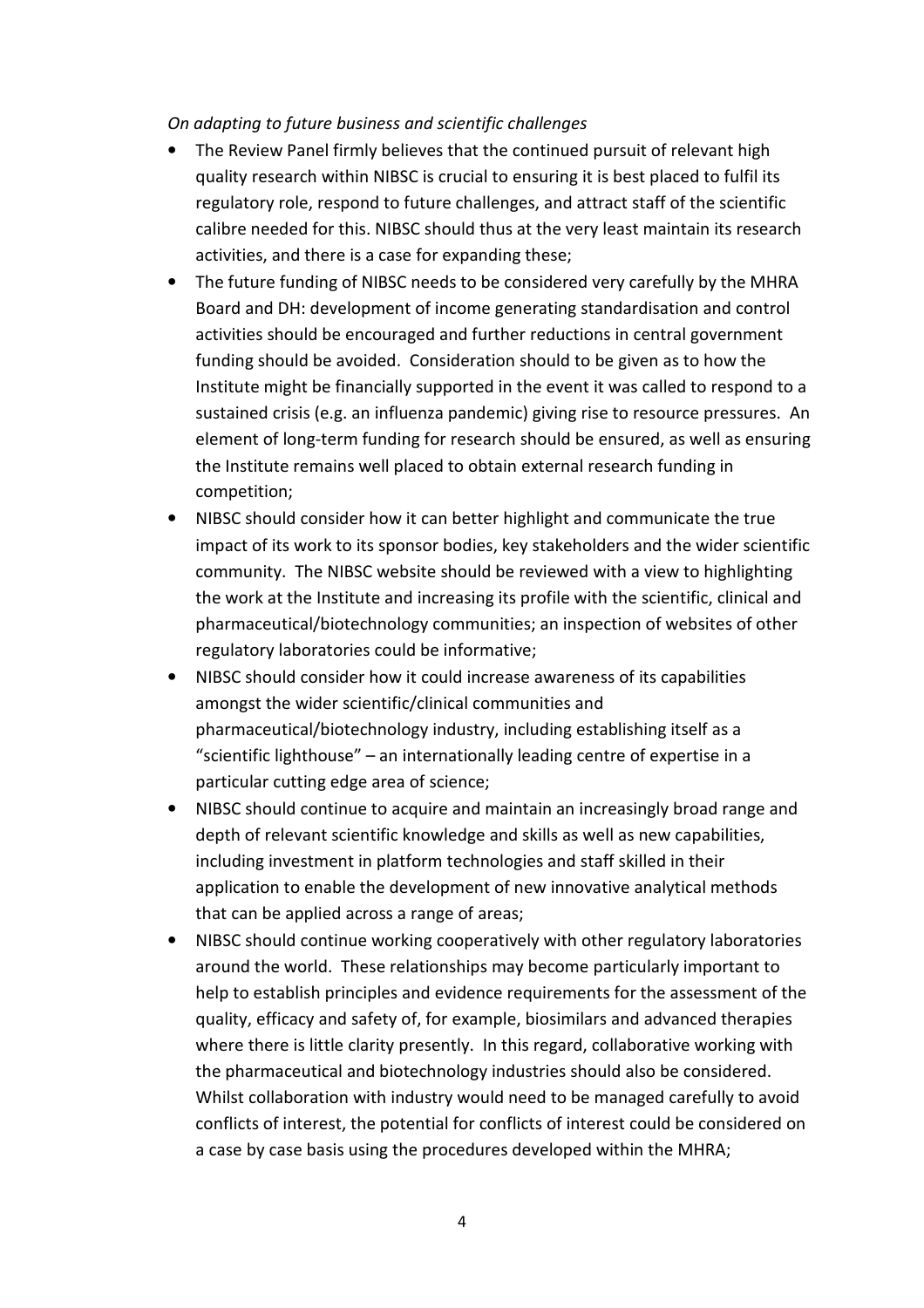*On adapting to future business and scientific challenges*

- The Review Panel firmly believes that the continued pursuit of relevant high quality research within NIBSC is crucial to ensuring it is best placed to fulfil its regulatory role, respond to future challenges, and attract staff of the scientific calibre needed for this. NIBSC should thus at the very least maintain its research activities, and there is a case for expanding these;
- The future funding of NIBSC needs to be considered very carefully by the MHRA Board and DH: development of income generating standardisation and control activities should be encouraged and further reductions in central government funding should be avoided. Consideration should to be given as to how the Institute might be financially supported in the event it was called to respond to a sustained crisis (e.g. an influenza pandemic) giving rise to resource pressures. An element of long-term funding for research should be ensured, as well as ensuring the Institute remains well placed to obtain external research funding in competition;
- NIBSC should consider how it can better highlight and communicate the true impact of its work to its sponsor bodies, key stakeholders and the wider scientific community. The NIBSC website should be reviewed with a view to highlighting the work at the Institute and increasing its profile with the scientific, clinical and pharmaceutical/biotechnology communities; an inspection of websites of other regulatory laboratories could be informative;
- NIBSC should consider how it could increase awareness of its capabilities amongst the wider scientific/clinical communities and pharmaceutical/biotechnology industry, including establishing itself as a "scientific lighthouse" – an internationally leading centre of expertise in a particular cutting edge area of science;
- NIBSC should continue to acquire and maintain an increasingly broad range and depth of relevant scientific knowledge and skills as well as new capabilities, including investment in platform technologies and staff skilled in their application to enable the development of new innovative analytical methods that can be applied across a range of areas;
- NIBSC should continue working cooperatively with other regulatory laboratories around the world. These relationships may become particularly important to help to establish principles and evidence requirements for the assessment of the quality, efficacy and safety of, for example, biosimilars and advanced therapies where there is little clarity presently. In this regard, collaborative working with the pharmaceutical and biotechnology industries should also be considered. Whilst collaboration with industry would need to be managed carefully to avoid conflicts of interest, the potential for conflicts of interest could be considered on a case by case basis using the procedures developed within the MHRA;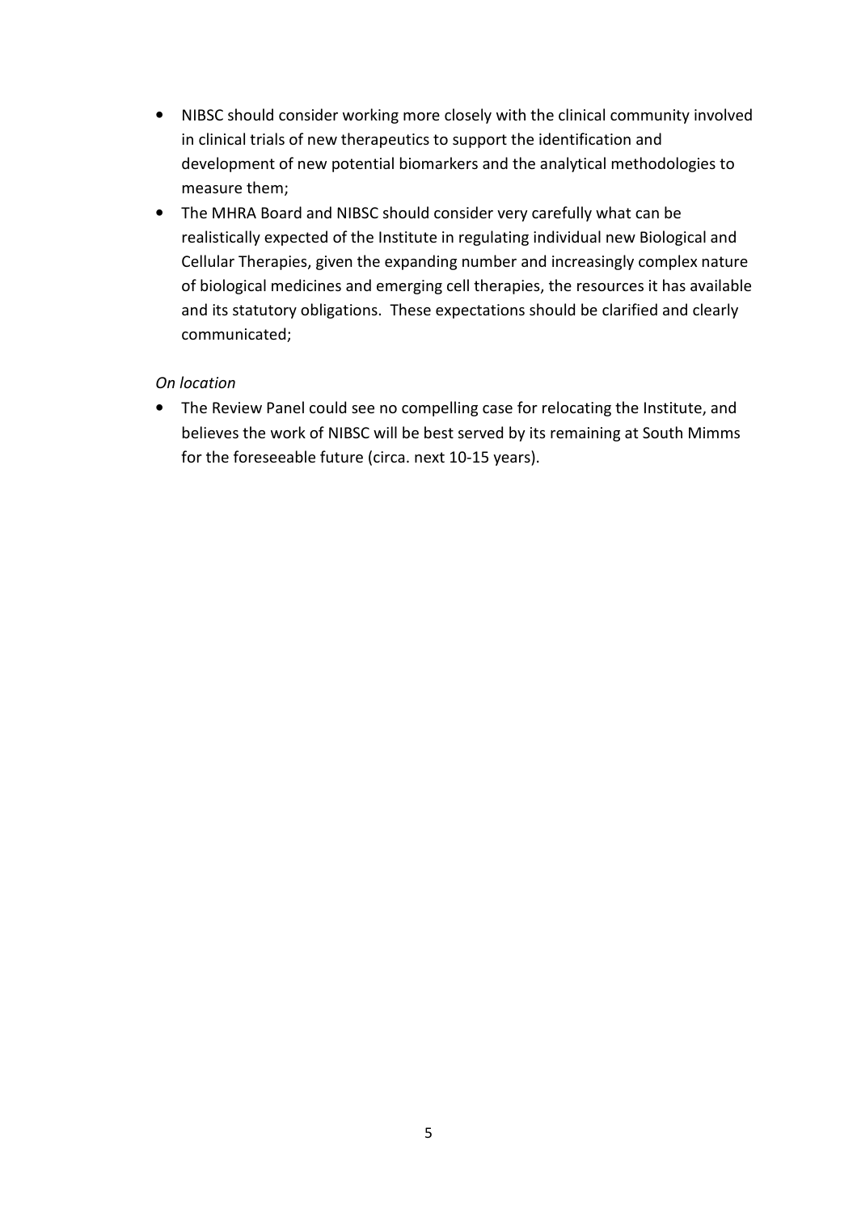- NIBSC should consider working more closely with the clinical community involved in clinical trials of new therapeutics to support the identification and development of new potential biomarkers and the analytical methodologies to measure them;
- The MHRA Board and NIBSC should consider very carefully what can be realistically expected of the Institute in regulating individual new Biological and Cellular Therapies, given the expanding number and increasingly complex nature of biological medicines and emerging cell therapies, the resources it has available and its statutory obligations. These expectations should be clarified and clearly communicated;

*On location*

- The Review Panel could see no compelling case for relocating the Institute, and believes the work of NIBSC will be best served by its remaining at South Mimms for the foreseeable future (circa. next 10-15 years).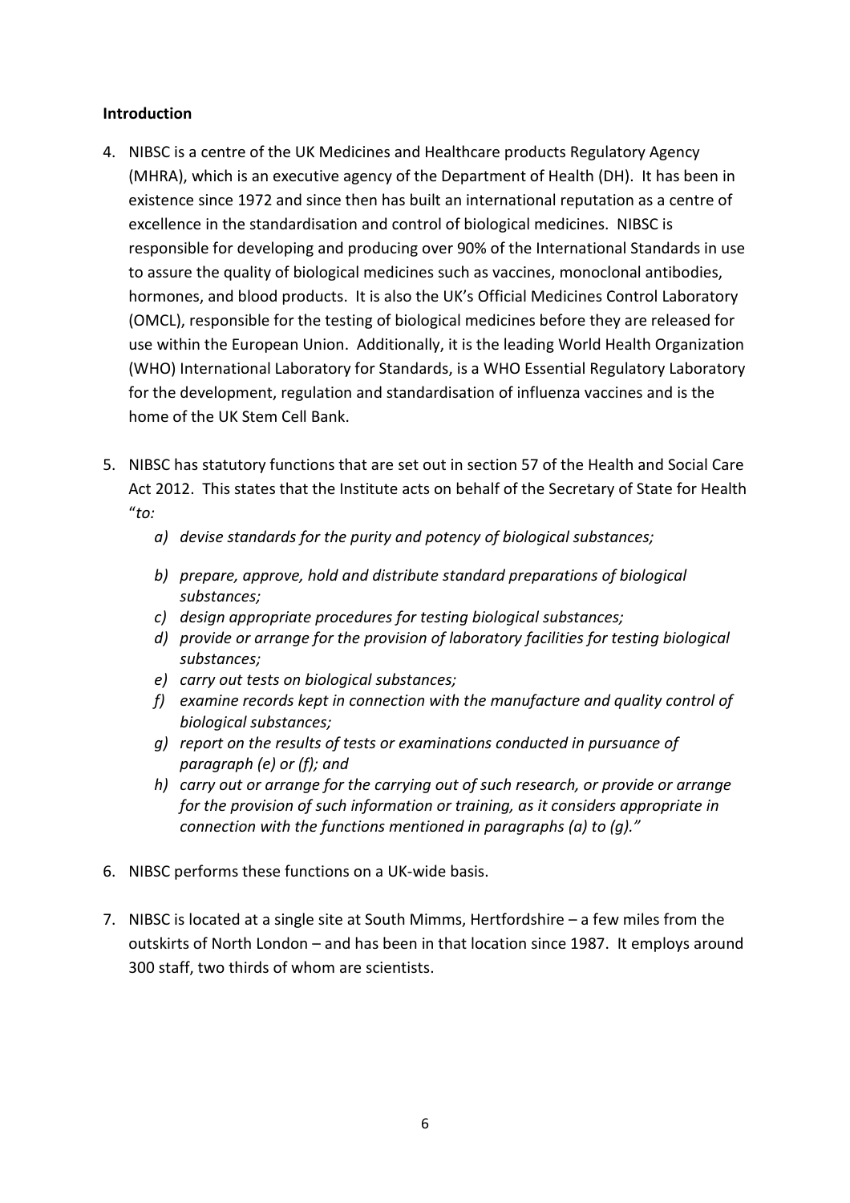**Introduction**

4. NIBSC is a centre of the UK Medicines and Healthcare products Regulatory Agency (MHRA), which is an executive agency of the Department of Health (DH). It has been in existence since 1972 and since then has built an international reputation as a centre of excellence in the standardisation and control of biological medicines. NIBSC is responsible for developing and producing over 90% of the International Standards in use to assure the quality of biological medicines such as vaccines, monoclonal antibodies, hormones, and blood products. It is also the UK's Official Medicines Control Laboratory (OMCL), responsible for the testing of biological medicines before they are released for use within the European Union. Additionally, it is the leading World Health Organization (WHO) International Laboratory for Standards, is a WHO Essential Regulatory Laboratory for the development, regulation and standardisation of influenza vaccines and is the home of the UK Stem Cell Bank.

5. NIBSC has statutory functions that are set out in section 57 of the Health and Social Care Act 2012. This states that the Institute acts on behalf of the Secretary of State for Health "*to:*

   *a) devise standards for the purity and potency of biological substances;*

   *b) prepare, approve, hold and distribute standard preparations of biological substances;*

   *c) design appropriate procedures for testing biological substances;*

   *d) provide or arrange for the provision of laboratory facilities for testing biological substances;*

   *e) carry out tests on biological substances;*

   *f) examine records kept in connection with the manufacture and quality control of biological substances;*

   *g) report on the results of tests or examinations conducted in pursuance of paragraph (e) or (f); and*

   *h) carry out or arrange for the carrying out of such research, or provide or arrange for the provision of such information or training, as it considers appropriate in connection with the functions mentioned in paragraphs (a) to (g)."*

6. NIBSC performs these functions on a UK-wide basis.

7. NIBSC is located at a single site at South Mimms, Hertfordshire – a few miles from the outskirts of North London – and has been in that location since 1987. It employs around 300 staff, two thirds of whom are scientists.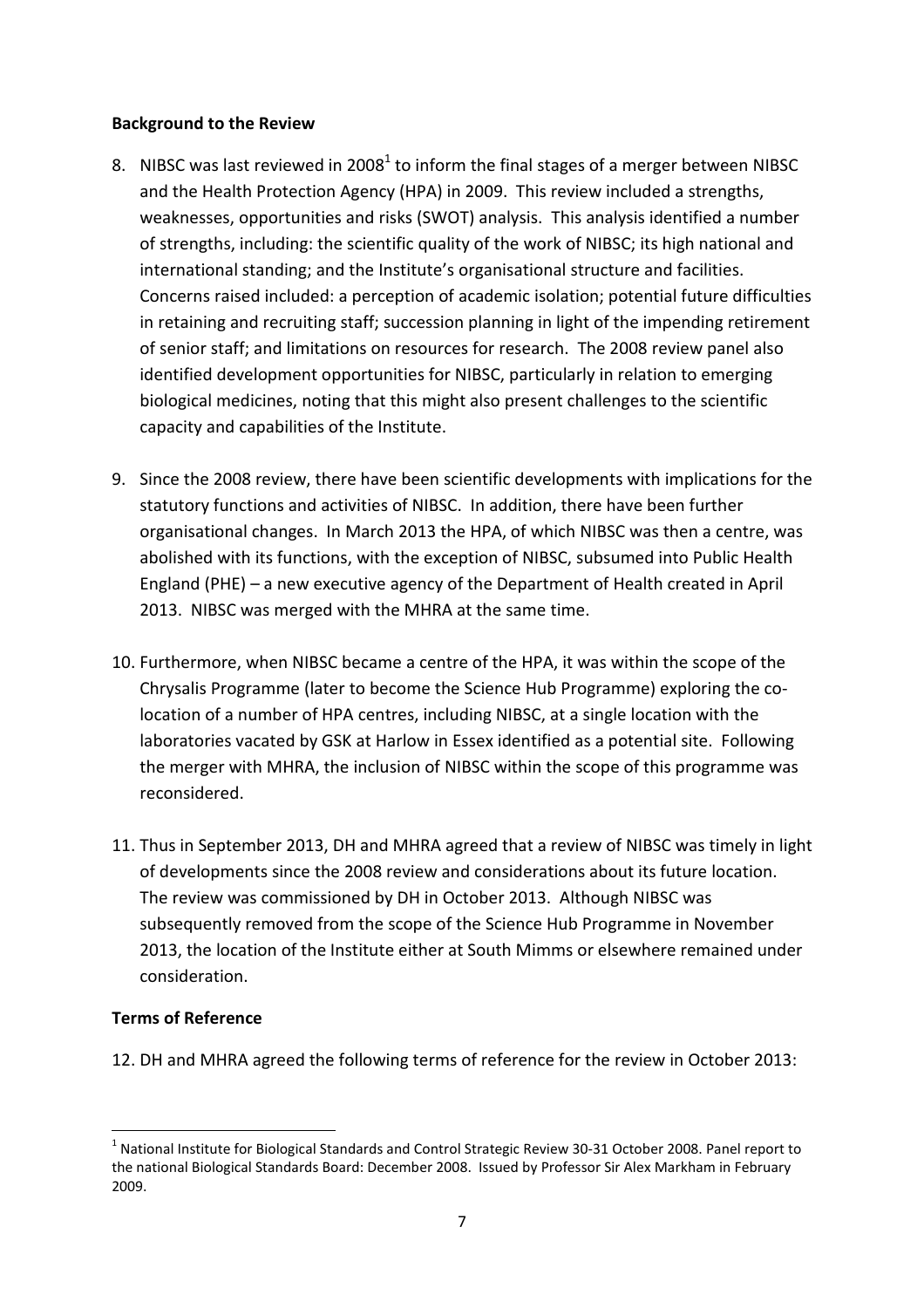**Background to the Review**

8. NIBSC was last reviewed in 2008[1] to inform the final stages of a merger between NIBSC and the Health Protection Agency (HPA) in 2009. This review included a strengths, weaknesses, opportunities and risks (SWOT) analysis. This analysis identified a number of strengths, including: the scientific quality of the work of NIBSC; its high national and international standing; and the Institute's organisational structure and facilities. Concerns raised included: a perception of academic isolation; potential future difficulties in retaining and recruiting staff; succession planning in light of the impending retirement of senior staff; and limitations on resources for research. The 2008 review panel also identified development opportunities for NIBSC, particularly in relation to emerging biological medicines, noting that this might also present challenges to the scientific capacity and capabilities of the Institute.

9. Since the 2008 review, there have been scientific developments with implications for the statutory functions and activities of NIBSC. In addition, there have been further organisational changes. In March 2013 the HPA, of which NIBSC was then a centre, was abolished with its functions, with the exception of NIBSC, subsumed into Public Health England (PHE) – a new executive agency of the Department of Health created in April 2013. NIBSC was merged with the MHRA at the same time.

10. Furthermore, when NIBSC became a centre of the HPA, it was within the scope of the Chrysalis Programme (later to become the Science Hub Programme) exploring the co-location of a number of HPA centres, including NIBSC, at a single location with the laboratories vacated by GSK at Harlow in Essex identified as a potential site. Following the merger with MHRA, the inclusion of NIBSC within the scope of this programme was reconsidered.

11. Thus in September 2013, DH and MHRA agreed that a review of NIBSC was timely in light of developments since the 2008 review and considerations about its future location. The review was commissioned by DH in October 2013. Although NIBSC was subsequently removed from the scope of the Science Hub Programme in November 2013, the location of the Institute either at South Mimms or elsewhere remained under consideration.

**Terms of Reference**

12. DH and MHRA agreed the following terms of reference for the review in October 2013:

[1] National Institute for Biological Standards and Control Strategic Review 30-31 October 2008. Panel report to the national Biological Standards Board: December 2008. Issued by Professor Sir Alex Markham in February 2009.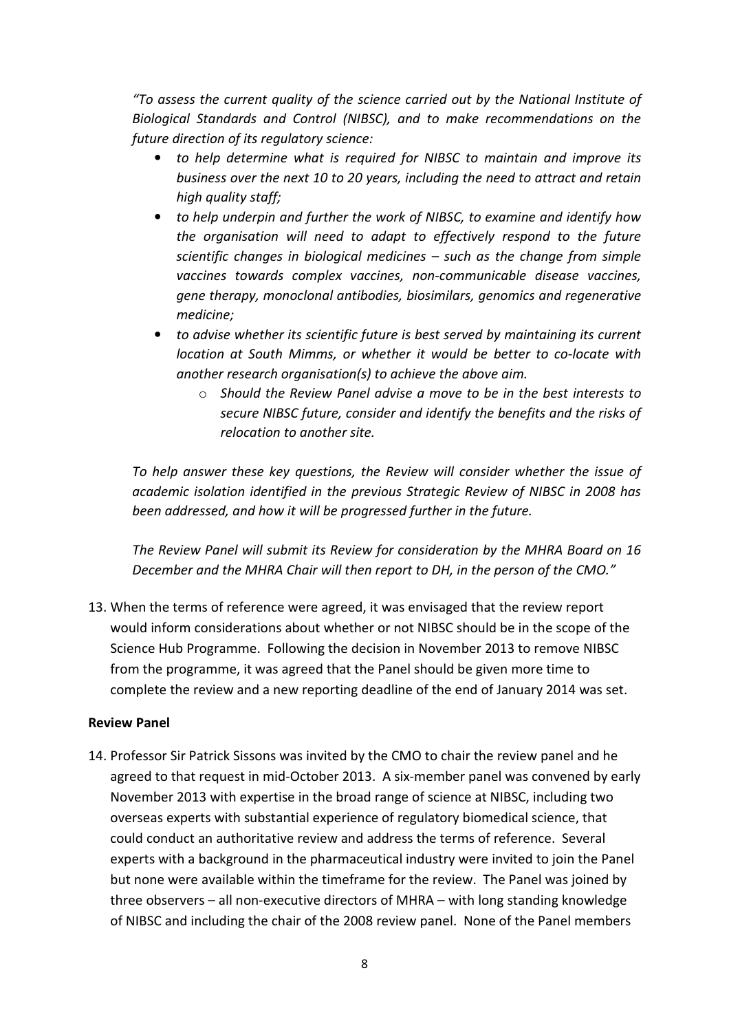*"To assess the current quality of the science carried out by the National Institute of Biological Standards and Control (NIBSC), and to make recommendations on the future direction of its regulatory science:*

- *to help determine what is required for NIBSC to maintain and improve its business over the next 10 to 20 years, including the need to attract and retain high quality staff;*
- *to help underpin and further the work of NIBSC, to examine and identify how the organisation will need to adapt to effectively respond to the future scientific changes in biological medicines – such as the change from simple vaccines towards complex vaccines, non-communicable disease vaccines, gene therapy, monoclonal antibodies, biosimilars, genomics and regenerative medicine;*
- *to advise whether its scientific future is best served by maintaining its current location at South Mimms, or whether it would be better to co-locate with another research organisation(s) to achieve the above aim.*
    - *Should the Review Panel advise a move to be in the best interests to secure NIBSC future, consider and identify the benefits and the risks of relocation to another site.*

*To help answer these key questions, the Review will consider whether the issue of academic isolation identified in the previous Strategic Review of NIBSC in 2008 has been addressed, and how it will be progressed further in the future.*

*The Review Panel will submit its Review for consideration by the MHRA Board on 16 December and the MHRA Chair will then report to DH, in the person of the CMO."*

13. When the terms of reference were agreed, it was envisaged that the review report would inform considerations about whether or not NIBSC should be in the scope of the Science Hub Programme. Following the decision in November 2013 to remove NIBSC from the programme, it was agreed that the Panel should be given more time to complete the review and a new reporting deadline of the end of January 2014 was set.

**Review Panel**

14. Professor Sir Patrick Sissons was invited by the CMO to chair the review panel and he agreed to that request in mid-October 2013. A six-member panel was convened by early November 2013 with expertise in the broad range of science at NIBSC, including two overseas experts with substantial experience of regulatory biomedical science, that could conduct an authoritative review and address the terms of reference. Several experts with a background in the pharmaceutical industry were invited to join the Panel but none were available within the timeframe for the review. The Panel was joined by three observers – all non-executive directors of MHRA – with long standing knowledge of NIBSC and including the chair of the 2008 review panel. None of the Panel members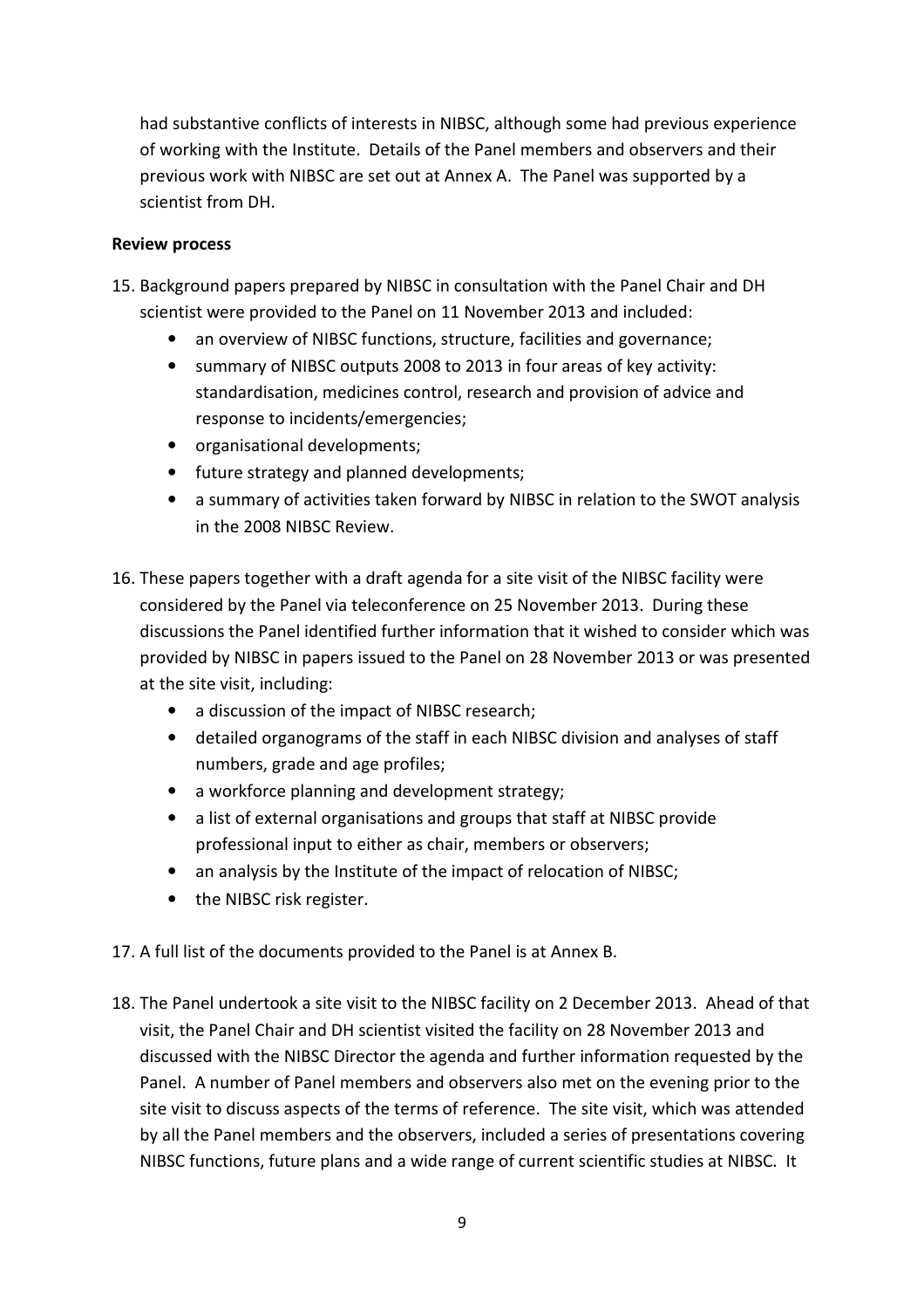had substantive conflicts of interests in NIBSC, although some had previous experience of working with the Institute. Details of the Panel members and observers and their previous work with NIBSC are set out at Annex A. The Panel was supported by a scientist from DH.

**Review process**

15. Background papers prepared by NIBSC in consultation with the Panel Chair and DH scientist were provided to the Panel on 11 November 2013 and included:
    - an overview of NIBSC functions, structure, facilities and governance;
    - summary of NIBSC outputs 2008 to 2013 in four areas of key activity: standardisation, medicines control, research and provision of advice and response to incidents/emergencies;
    - organisational developments;
    - future strategy and planned developments;
    - a summary of activities taken forward by NIBSC in relation to the SWOT analysis in the 2008 NIBSC Review.

16. These papers together with a draft agenda for a site visit of the NIBSC facility were considered by the Panel via teleconference on 25 November 2013. During these discussions the Panel identified further information that it wished to consider which was provided by NIBSC in papers issued to the Panel on 28 November 2013 or was presented at the site visit, including:
    - a discussion of the impact of NIBSC research;
    - detailed organograms of the staff in each NIBSC division and analyses of staff numbers, grade and age profiles;
    - a workforce planning and development strategy;
    - a list of external organisations and groups that staff at NIBSC provide professional input to either as chair, members or observers;
    - an analysis by the Institute of the impact of relocation of NIBSC;
    - the NIBSC risk register.

17. A full list of the documents provided to the Panel is at Annex B.

18. The Panel undertook a site visit to the NIBSC facility on 2 December 2013. Ahead of that visit, the Panel Chair and DH scientist visited the facility on 28 November 2013 and discussed with the NIBSC Director the agenda and further information requested by the Panel. A number of Panel members and observers also met on the evening prior to the site visit to discuss aspects of the terms of reference. The site visit, which was attended by all the Panel members and the observers, included a series of presentations covering NIBSC functions, future plans and a wide range of current scientific studies at NIBSC. It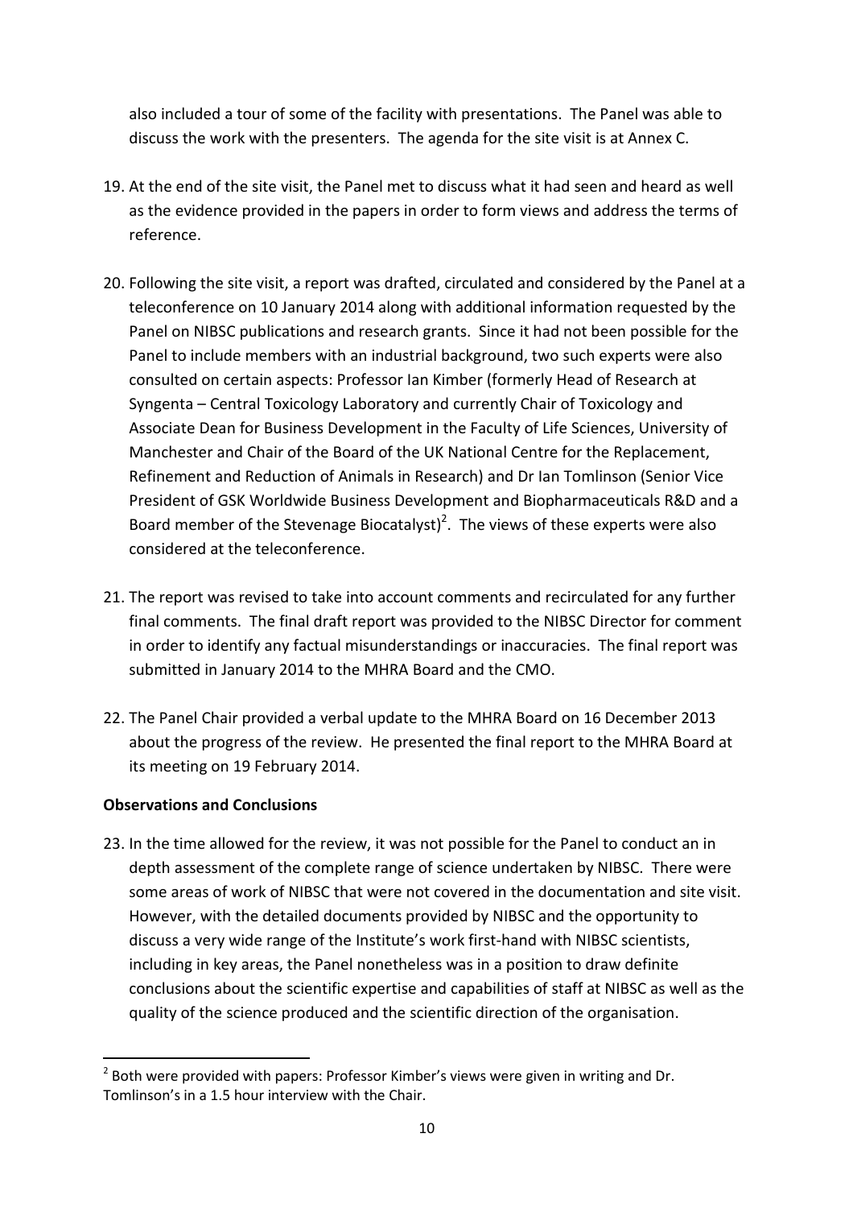also included a tour of some of the facility with presentations. The Panel was able to discuss the work with the presenters. The agenda for the site visit is at Annex C.

19. At the end of the site visit, the Panel met to discuss what it had seen and heard as well as the evidence provided in the papers in order to form views and address the terms of reference.

20. Following the site visit, a report was drafted, circulated and considered by the Panel at a teleconference on 10 January 2014 along with additional information requested by the Panel on NIBSC publications and research grants. Since it had not been possible for the Panel to include members with an industrial background, two such experts were also consulted on certain aspects: Professor Ian Kimber (formerly Head of Research at Syngenta – Central Toxicology Laboratory and currently Chair of Toxicology and Associate Dean for Business Development in the Faculty of Life Sciences, University of Manchester and Chair of the Board of the UK National Centre for the Replacement, Refinement and Reduction of Animals in Research) and Dr Ian Tomlinson (Senior Vice President of GSK Worldwide Business Development and Biopharmaceuticals R&D and a Board member of the Stevenage Biocatalyst)[2]. The views of these experts were also considered at the teleconference.

21. The report was revised to take into account comments and recirculated for any further final comments. The final draft report was provided to the NIBSC Director for comment in order to identify any factual misunderstandings or inaccuracies. The final report was submitted in January 2014 to the MHRA Board and the CMO.

22. The Panel Chair provided a verbal update to the MHRA Board on 16 December 2013 about the progress of the review. He presented the final report to the MHRA Board at its meeting on 19 February 2014.

**Observations and Conclusions**

23. In the time allowed for the review, it was not possible for the Panel to conduct an in depth assessment of the complete range of science undertaken by NIBSC. There were some areas of work of NIBSC that were not covered in the documentation and site visit. However, with the detailed documents provided by NIBSC and the opportunity to discuss a very wide range of the Institute's work first-hand with NIBSC scientists, including in key areas, the Panel nonetheless was in a position to draw definite conclusions about the scientific expertise and capabilities of staff at NIBSC as well as the quality of the science produced and the scientific direction of the organisation.

---

[2] Both were provided with papers: Professor Kimber's views were given in writing and Dr. Tomlinson's in a 1.5 hour interview with the Chair.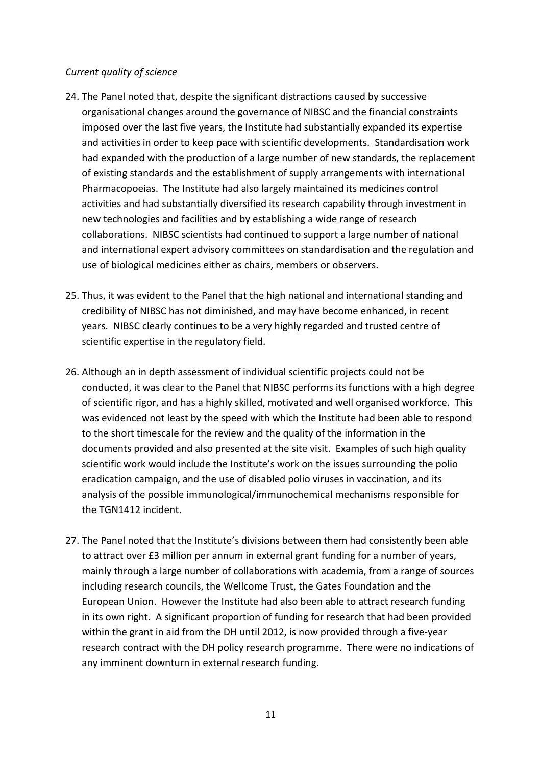*Current quality of science*

24. The Panel noted that, despite the significant distractions caused by successive organisational changes around the governance of NIBSC and the financial constraints imposed over the last five years, the Institute had substantially expanded its expertise and activities in order to keep pace with scientific developments. Standardisation work had expanded with the production of a large number of new standards, the replacement of existing standards and the establishment of supply arrangements with international Pharmacopoeias. The Institute had also largely maintained its medicines control activities and had substantially diversified its research capability through investment in new technologies and facilities and by establishing a wide range of research collaborations. NIBSC scientists had continued to support a large number of national and international expert advisory committees on standardisation and the regulation and use of biological medicines either as chairs, members or observers.

25. Thus, it was evident to the Panel that the high national and international standing and credibility of NIBSC has not diminished, and may have become enhanced, in recent years. NIBSC clearly continues to be a very highly regarded and trusted centre of scientific expertise in the regulatory field.

26. Although an in depth assessment of individual scientific projects could not be conducted, it was clear to the Panel that NIBSC performs its functions with a high degree of scientific rigor, and has a highly skilled, motivated and well organised workforce. This was evidenced not least by the speed with which the Institute had been able to respond to the short timescale for the review and the quality of the information in the documents provided and also presented at the site visit. Examples of such high quality scientific work would include the Institute's work on the issues surrounding the polio eradication campaign, and the use of disabled polio viruses in vaccination, and its analysis of the possible immunological/immunochemical mechanisms responsible for the TGN1412 incident.

27. The Panel noted that the Institute's divisions between them had consistently been able to attract over £3 million per annum in external grant funding for a number of years, mainly through a large number of collaborations with academia, from a range of sources including research councils, the Wellcome Trust, the Gates Foundation and the European Union. However the Institute had also been able to attract research funding in its own right. A significant proportion of funding for research that had been provided within the grant in aid from the DH until 2012, is now provided through a five-year research contract with the DH policy research programme. There were no indications of any imminent downturn in external research funding.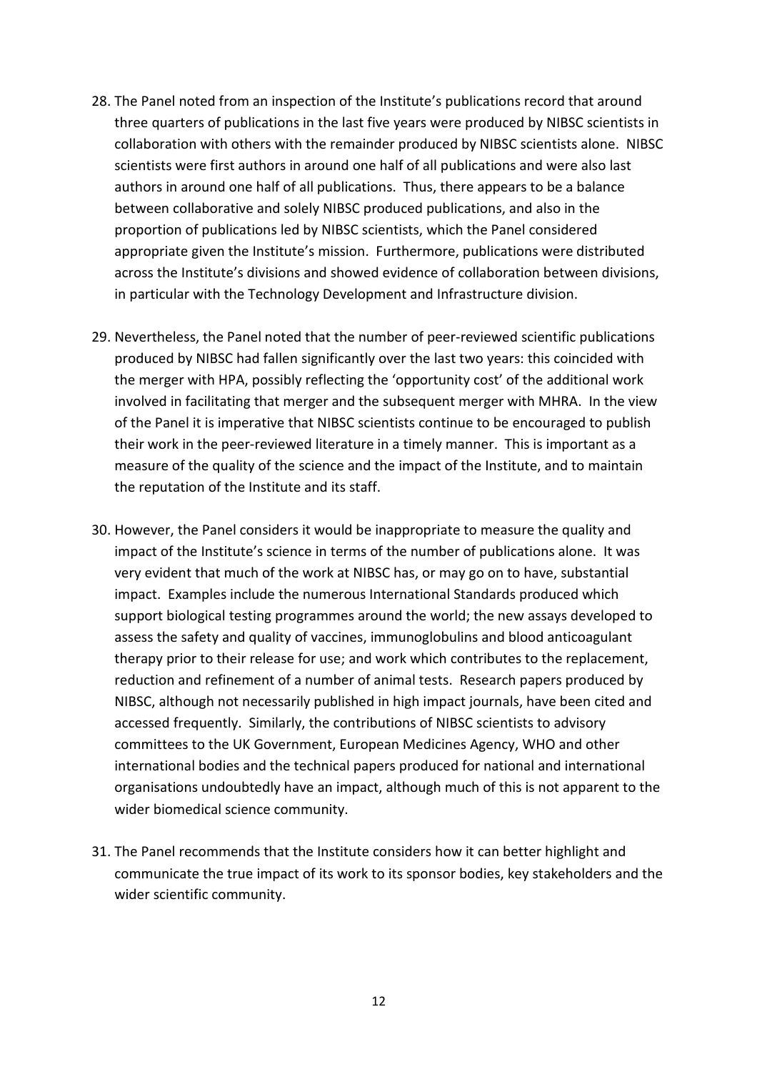28. The Panel noted from an inspection of the Institute's publications record that around three quarters of publications in the last five years were produced by NIBSC scientists in collaboration with others with the remainder produced by NIBSC scientists alone. NIBSC scientists were first authors in around one half of all publications and were also last authors in around one half of all publications. Thus, there appears to be a balance between collaborative and solely NIBSC produced publications, and also in the proportion of publications led by NIBSC scientists, which the Panel considered appropriate given the Institute's mission. Furthermore, publications were distributed across the Institute's divisions and showed evidence of collaboration between divisions, in particular with the Technology Development and Infrastructure division.

29. Nevertheless, the Panel noted that the number of peer-reviewed scientific publications produced by NIBSC had fallen significantly over the last two years: this coincided with the merger with HPA, possibly reflecting the 'opportunity cost' of the additional work involved in facilitating that merger and the subsequent merger with MHRA. In the view of the Panel it is imperative that NIBSC scientists continue to be encouraged to publish their work in the peer-reviewed literature in a timely manner. This is important as a measure of the quality of the science and the impact of the Institute, and to maintain the reputation of the Institute and its staff.

30. However, the Panel considers it would be inappropriate to measure the quality and impact of the Institute's science in terms of the number of publications alone. It was very evident that much of the work at NIBSC has, or may go on to have, substantial impact. Examples include the numerous International Standards produced which support biological testing programmes around the world; the new assays developed to assess the safety and quality of vaccines, immunoglobulins and blood anticoagulant therapy prior to their release for use; and work which contributes to the replacement, reduction and refinement of a number of animal tests. Research papers produced by NIBSC, although not necessarily published in high impact journals, have been cited and accessed frequently. Similarly, the contributions of NIBSC scientists to advisory committees to the UK Government, European Medicines Agency, WHO and other international bodies and the technical papers produced for national and international organisations undoubtedly have an impact, although much of this is not apparent to the wider biomedical science community.

31. The Panel recommends that the Institute considers how it can better highlight and communicate the true impact of its work to its sponsor bodies, key stakeholders and the wider scientific community.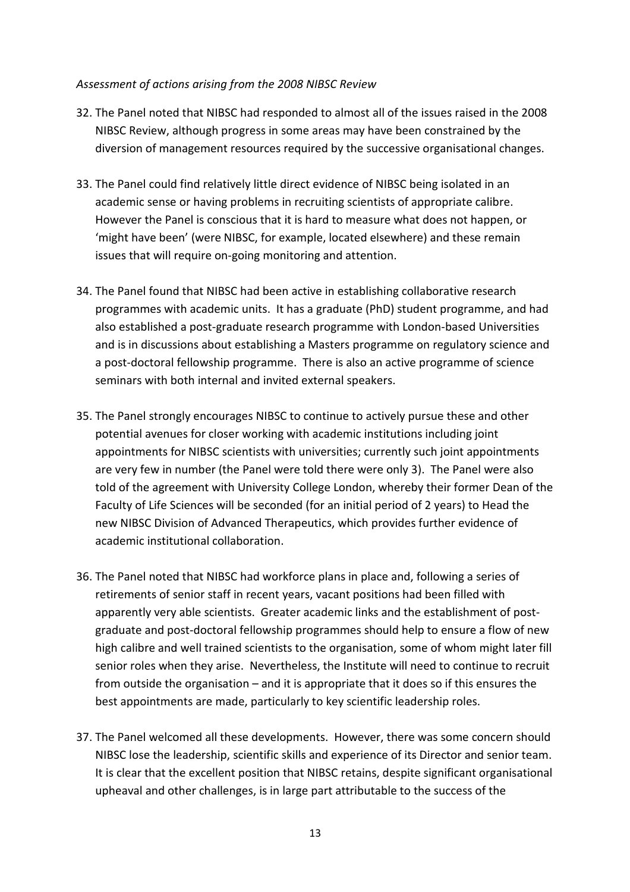*Assessment of actions arising from the 2008 NIBSC Review*

32. The Panel noted that NIBSC had responded to almost all of the issues raised in the 2008 NIBSC Review, although progress in some areas may have been constrained by the diversion of management resources required by the successive organisational changes.

33. The Panel could find relatively little direct evidence of NIBSC being isolated in an academic sense or having problems in recruiting scientists of appropriate calibre. However the Panel is conscious that it is hard to measure what does not happen, or 'might have been' (were NIBSC, for example, located elsewhere) and these remain issues that will require on-going monitoring and attention.

34. The Panel found that NIBSC had been active in establishing collaborative research programmes with academic units. It has a graduate (PhD) student programme, and had also established a post-graduate research programme with London-based Universities and is in discussions about establishing a Masters programme on regulatory science and a post-doctoral fellowship programme. There is also an active programme of science seminars with both internal and invited external speakers.

35. The Panel strongly encourages NIBSC to continue to actively pursue these and other potential avenues for closer working with academic institutions including joint appointments for NIBSC scientists with universities; currently such joint appointments are very few in number (the Panel were told there were only 3). The Panel were also told of the agreement with University College London, whereby their former Dean of the Faculty of Life Sciences will be seconded (for an initial period of 2 years) to Head the new NIBSC Division of Advanced Therapeutics, which provides further evidence of academic institutional collaboration.

36. The Panel noted that NIBSC had workforce plans in place and, following a series of retirements of senior staff in recent years, vacant positions had been filled with apparently very able scientists. Greater academic links and the establishment of post-graduate and post-doctoral fellowship programmes should help to ensure a flow of new high calibre and well trained scientists to the organisation, some of whom might later fill senior roles when they arise. Nevertheless, the Institute will need to continue to recruit from outside the organisation – and it is appropriate that it does so if this ensures the best appointments are made, particularly to key scientific leadership roles.

37. The Panel welcomed all these developments. However, there was some concern should NIBSC lose the leadership, scientific skills and experience of its Director and senior team. It is clear that the excellent position that NIBSC retains, despite significant organisational upheaval and other challenges, is in large part attributable to the success of the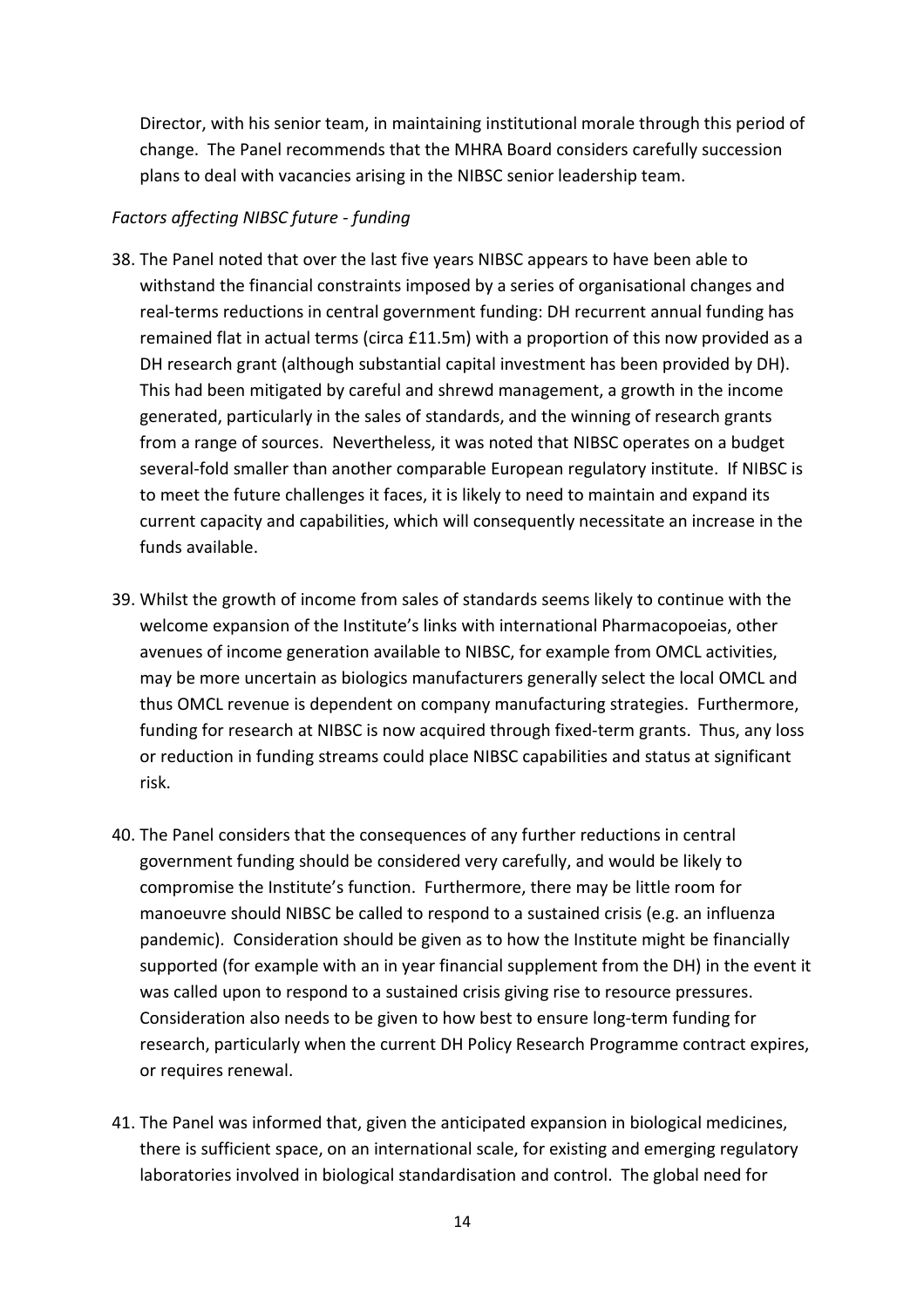Director, with his senior team, in maintaining institutional morale through this period of change. The Panel recommends that the MHRA Board considers carefully succession plans to deal with vacancies arising in the NIBSC senior leadership team.

*Factors affecting NIBSC future - funding*

38. The Panel noted that over the last five years NIBSC appears to have been able to withstand the financial constraints imposed by a series of organisational changes and real-terms reductions in central government funding: DH recurrent annual funding has remained flat in actual terms (circa £11.5m) with a proportion of this now provided as a DH research grant (although substantial capital investment has been provided by DH). This had been mitigated by careful and shrewd management, a growth in the income generated, particularly in the sales of standards, and the winning of research grants from a range of sources. Nevertheless, it was noted that NIBSC operates on a budget several-fold smaller than another comparable European regulatory institute. If NIBSC is to meet the future challenges it faces, it is likely to need to maintain and expand its current capacity and capabilities, which will consequently necessitate an increase in the funds available.

39. Whilst the growth of income from sales of standards seems likely to continue with the welcome expansion of the Institute's links with international Pharmacopoeias, other avenues of income generation available to NIBSC, for example from OMCL activities, may be more uncertain as biologics manufacturers generally select the local OMCL and thus OMCL revenue is dependent on company manufacturing strategies. Furthermore, funding for research at NIBSC is now acquired through fixed-term grants. Thus, any loss or reduction in funding streams could place NIBSC capabilities and status at significant risk.

40. The Panel considers that the consequences of any further reductions in central government funding should be considered very carefully, and would be likely to compromise the Institute's function. Furthermore, there may be little room for manoeuvre should NIBSC be called to respond to a sustained crisis (e.g. an influenza pandemic). Consideration should be given as to how the Institute might be financially supported (for example with an in year financial supplement from the DH) in the event it was called upon to respond to a sustained crisis giving rise to resource pressures. Consideration also needs to be given to how best to ensure long-term funding for research, particularly when the current DH Policy Research Programme contract expires, or requires renewal.

41. The Panel was informed that, given the anticipated expansion in biological medicines, there is sufficient space, on an international scale, for existing and emerging regulatory laboratories involved in biological standardisation and control. The global need for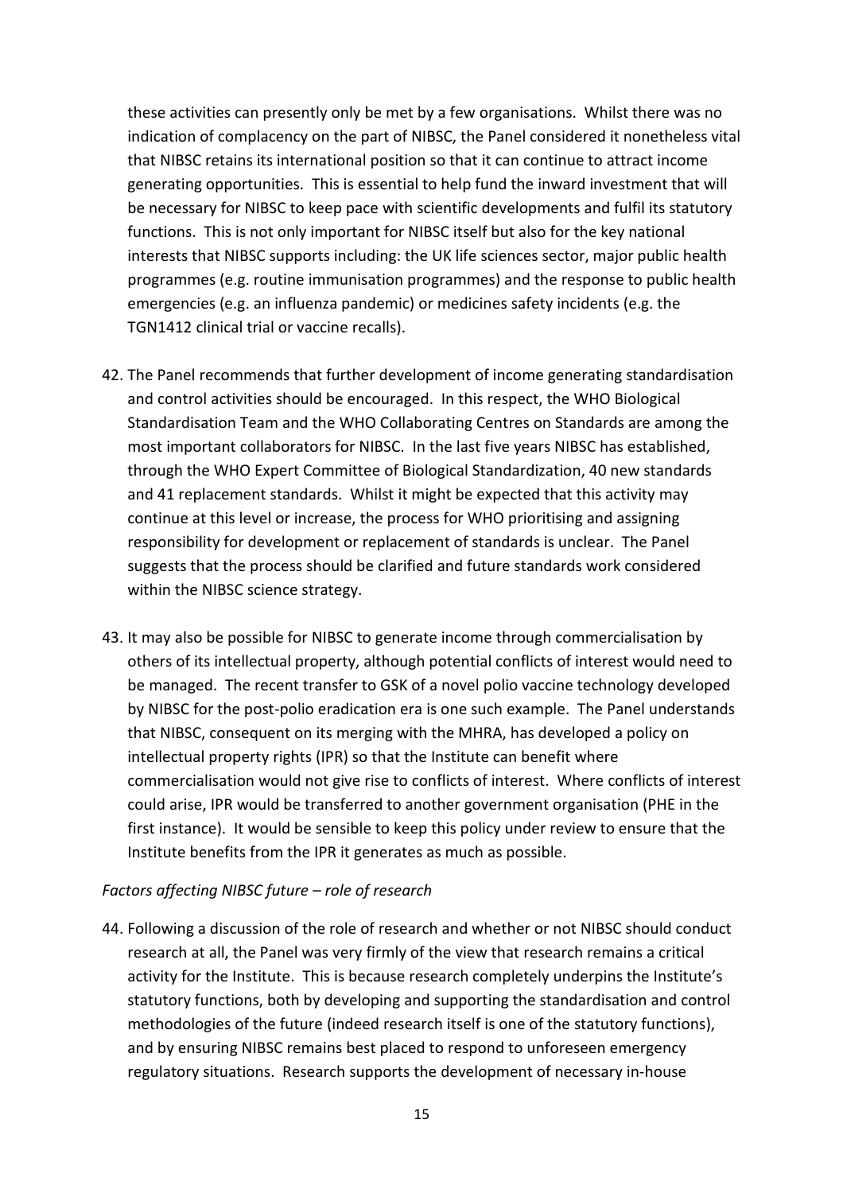these activities can presently only be met by a few organisations. Whilst there was no indication of complacency on the part of NIBSC, the Panel considered it nonetheless vital that NIBSC retains its international position so that it can continue to attract income generating opportunities. This is essential to help fund the inward investment that will be necessary for NIBSC to keep pace with scientific developments and fulfil its statutory functions. This is not only important for NIBSC itself but also for the key national interests that NIBSC supports including: the UK life sciences sector, major public health programmes (e.g. routine immunisation programmes) and the response to public health emergencies (e.g. an influenza pandemic) or medicines safety incidents (e.g. the TGN1412 clinical trial or vaccine recalls).

42. The Panel recommends that further development of income generating standardisation and control activities should be encouraged. In this respect, the WHO Biological Standardisation Team and the WHO Collaborating Centres on Standards are among the most important collaborators for NIBSC. In the last five years NIBSC has established, through the WHO Expert Committee of Biological Standardization, 40 new standards and 41 replacement standards. Whilst it might be expected that this activity may continue at this level or increase, the process for WHO prioritising and assigning responsibility for development or replacement of standards is unclear. The Panel suggests that the process should be clarified and future standards work considered within the NIBSC science strategy.

43. It may also be possible for NIBSC to generate income through commercialisation by others of its intellectual property, although potential conflicts of interest would need to be managed. The recent transfer to GSK of a novel polio vaccine technology developed by NIBSC for the post-polio eradication era is one such example. The Panel understands that NIBSC, consequent on its merging with the MHRA, has developed a policy on intellectual property rights (IPR) so that the Institute can benefit where commercialisation would not give rise to conflicts of interest. Where conflicts of interest could arise, IPR would be transferred to another government organisation (PHE in the first instance). It would be sensible to keep this policy under review to ensure that the Institute benefits from the IPR it generates as much as possible.

*Factors affecting NIBSC future – role of research*

44. Following a discussion of the role of research and whether or not NIBSC should conduct research at all, the Panel was very firmly of the view that research remains a critical activity for the Institute. This is because research completely underpins the Institute's statutory functions, both by developing and supporting the standardisation and control methodologies of the future (indeed research itself is one of the statutory functions), and by ensuring NIBSC remains best placed to respond to unforeseen emergency regulatory situations. Research supports the development of necessary in-house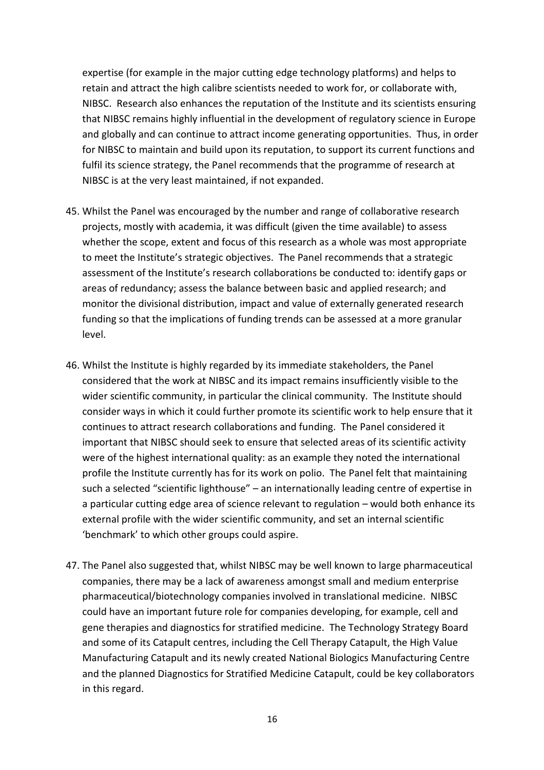expertise (for example in the major cutting edge technology platforms) and helps to retain and attract the high calibre scientists needed to work for, or collaborate with, NIBSC. Research also enhances the reputation of the Institute and its scientists ensuring that NIBSC remains highly influential in the development of regulatory science in Europe and globally and can continue to attract income generating opportunities. Thus, in order for NIBSC to maintain and build upon its reputation, to support its current functions and fulfil its science strategy, the Panel recommends that the programme of research at NIBSC is at the very least maintained, if not expanded.

45. Whilst the Panel was encouraged by the number and range of collaborative research projects, mostly with academia, it was difficult (given the time available) to assess whether the scope, extent and focus of this research as a whole was most appropriate to meet the Institute's strategic objectives. The Panel recommends that a strategic assessment of the Institute's research collaborations be conducted to: identify gaps or areas of redundancy; assess the balance between basic and applied research; and monitor the divisional distribution, impact and value of externally generated research funding so that the implications of funding trends can be assessed at a more granular level.

46. Whilst the Institute is highly regarded by its immediate stakeholders, the Panel considered that the work at NIBSC and its impact remains insufficiently visible to the wider scientific community, in particular the clinical community. The Institute should consider ways in which it could further promote its scientific work to help ensure that it continues to attract research collaborations and funding. The Panel considered it important that NIBSC should seek to ensure that selected areas of its scientific activity were of the highest international quality: as an example they noted the international profile the Institute currently has for its work on polio. The Panel felt that maintaining such a selected "scientific lighthouse" – an internationally leading centre of expertise in a particular cutting edge area of science relevant to regulation – would both enhance its external profile with the wider scientific community, and set an internal scientific 'benchmark' to which other groups could aspire.

47. The Panel also suggested that, whilst NIBSC may be well known to large pharmaceutical companies, there may be a lack of awareness amongst small and medium enterprise pharmaceutical/biotechnology companies involved in translational medicine. NIBSC could have an important future role for companies developing, for example, cell and gene therapies and diagnostics for stratified medicine. The Technology Strategy Board and some of its Catapult centres, including the Cell Therapy Catapult, the High Value Manufacturing Catapult and its newly created National Biologics Manufacturing Centre and the planned Diagnostics for Stratified Medicine Catapult, could be key collaborators in this regard.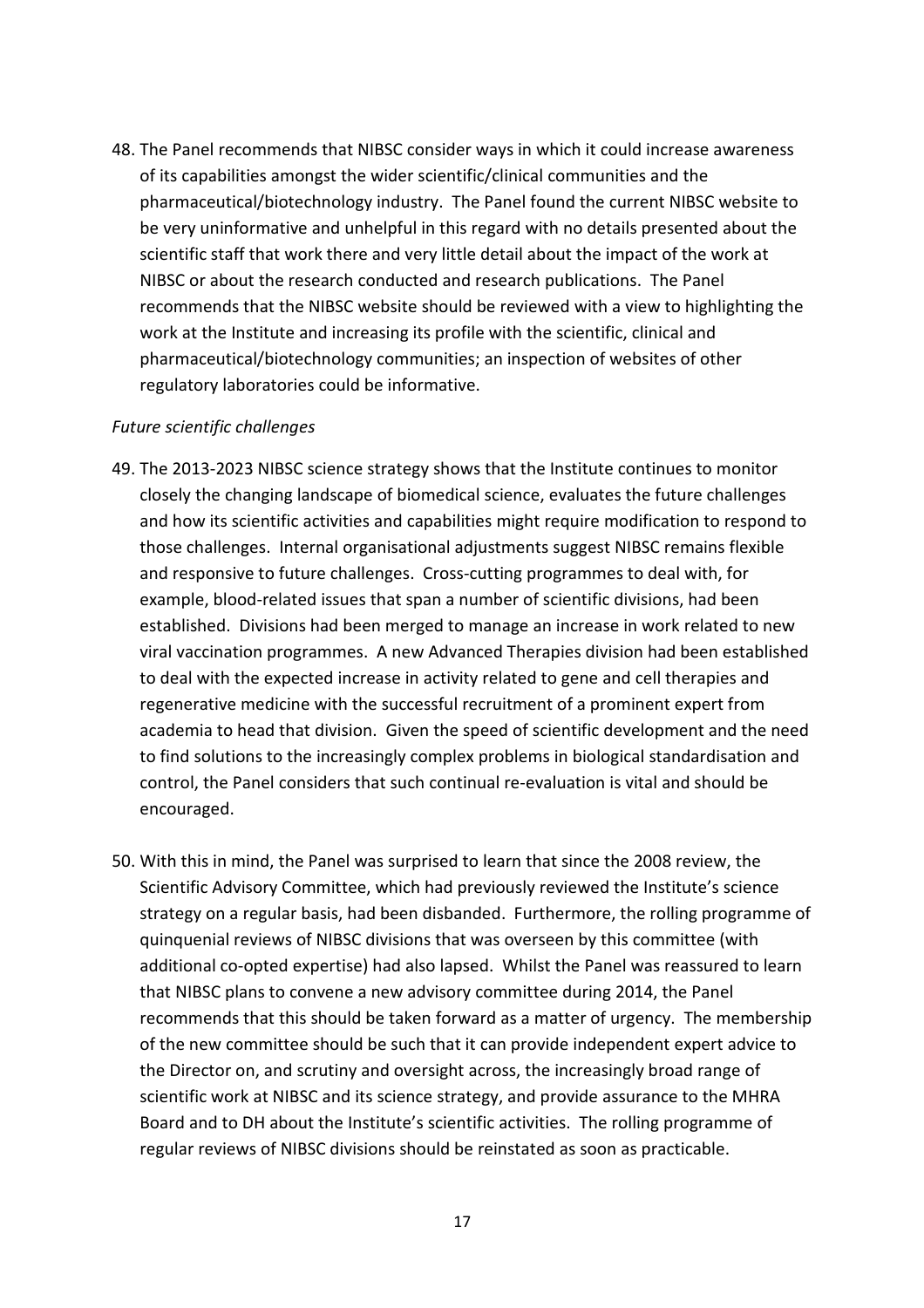48. The Panel recommends that NIBSC consider ways in which it could increase awareness of its capabilities amongst the wider scientific/clinical communities and the pharmaceutical/biotechnology industry. The Panel found the current NIBSC website to be very uninformative and unhelpful in this regard with no details presented about the scientific staff that work there and very little detail about the impact of the work at NIBSC or about the research conducted and research publications. The Panel recommends that the NIBSC website should be reviewed with a view to highlighting the work at the Institute and increasing its profile with the scientific, clinical and pharmaceutical/biotechnology communities; an inspection of websites of other regulatory laboratories could be informative.

*Future scientific challenges*

49. The 2013-2023 NIBSC science strategy shows that the Institute continues to monitor closely the changing landscape of biomedical science, evaluates the future challenges and how its scientific activities and capabilities might require modification to respond to those challenges. Internal organisational adjustments suggest NIBSC remains flexible and responsive to future challenges. Cross-cutting programmes to deal with, for example, blood-related issues that span a number of scientific divisions, had been established. Divisions had been merged to manage an increase in work related to new viral vaccination programmes. A new Advanced Therapies division had been established to deal with the expected increase in activity related to gene and cell therapies and regenerative medicine with the successful recruitment of a prominent expert from academia to head that division. Given the speed of scientific development and the need to find solutions to the increasingly complex problems in biological standardisation and control, the Panel considers that such continual re-evaluation is vital and should be encouraged.

50. With this in mind, the Panel was surprised to learn that since the 2008 review, the Scientific Advisory Committee, which had previously reviewed the Institute's science strategy on a regular basis, had been disbanded. Furthermore, the rolling programme of quinquenial reviews of NIBSC divisions that was overseen by this committee (with additional co-opted expertise) had also lapsed. Whilst the Panel was reassured to learn that NIBSC plans to convene a new advisory committee during 2014, the Panel recommends that this should be taken forward as a matter of urgency. The membership of the new committee should be such that it can provide independent expert advice to the Director on, and scrutiny and oversight across, the increasingly broad range of scientific work at NIBSC and its science strategy, and provide assurance to the MHRA Board and to DH about the Institute's scientific activities. The rolling programme of regular reviews of NIBSC divisions should be reinstated as soon as practicable.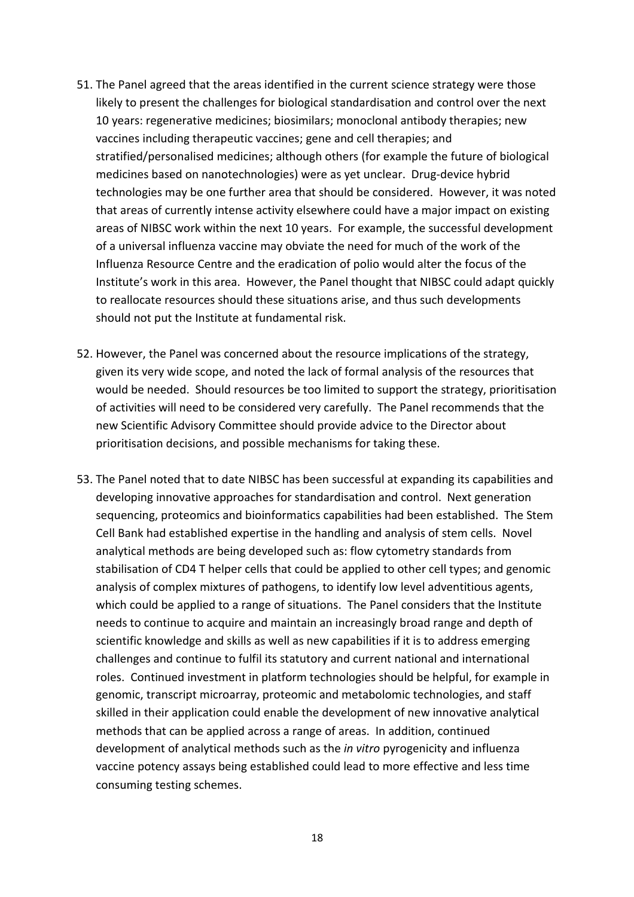51. The Panel agreed that the areas identified in the current science strategy were those likely to present the challenges for biological standardisation and control over the next 10 years: regenerative medicines; biosimilars; monoclonal antibody therapies; new vaccines including therapeutic vaccines; gene and cell therapies; and stratified/personalised medicines; although others (for example the future of biological medicines based on nanotechnologies) were as yet unclear. Drug-device hybrid technologies may be one further area that should be considered. However, it was noted that areas of currently intense activity elsewhere could have a major impact on existing areas of NIBSC work within the next 10 years. For example, the successful development of a universal influenza vaccine may obviate the need for much of the work of the Influenza Resource Centre and the eradication of polio would alter the focus of the Institute's work in this area. However, the Panel thought that NIBSC could adapt quickly to reallocate resources should these situations arise, and thus such developments should not put the Institute at fundamental risk.

52. However, the Panel was concerned about the resource implications of the strategy, given its very wide scope, and noted the lack of formal analysis of the resources that would be needed. Should resources be too limited to support the strategy, prioritisation of activities will need to be considered very carefully. The Panel recommends that the new Scientific Advisory Committee should provide advice to the Director about prioritisation decisions, and possible mechanisms for taking these.

53. The Panel noted that to date NIBSC has been successful at expanding its capabilities and developing innovative approaches for standardisation and control. Next generation sequencing, proteomics and bioinformatics capabilities had been established. The Stem Cell Bank had established expertise in the handling and analysis of stem cells. Novel analytical methods are being developed such as: flow cytometry standards from stabilisation of CD4 T helper cells that could be applied to other cell types; and genomic analysis of complex mixtures of pathogens, to identify low level adventitious agents, which could be applied to a range of situations. The Panel considers that the Institute needs to continue to acquire and maintain an increasingly broad range and depth of scientific knowledge and skills as well as new capabilities if it is to address emerging challenges and continue to fulfil its statutory and current national and international roles. Continued investment in platform technologies should be helpful, for example in genomic, transcript microarray, proteomic and metabolomic technologies, and staff skilled in their application could enable the development of new innovative analytical methods that can be applied across a range of areas. In addition, continued development of analytical methods such as the *in vitro* pyrogenicity and influenza vaccine potency assays being established could lead to more effective and less time consuming testing schemes.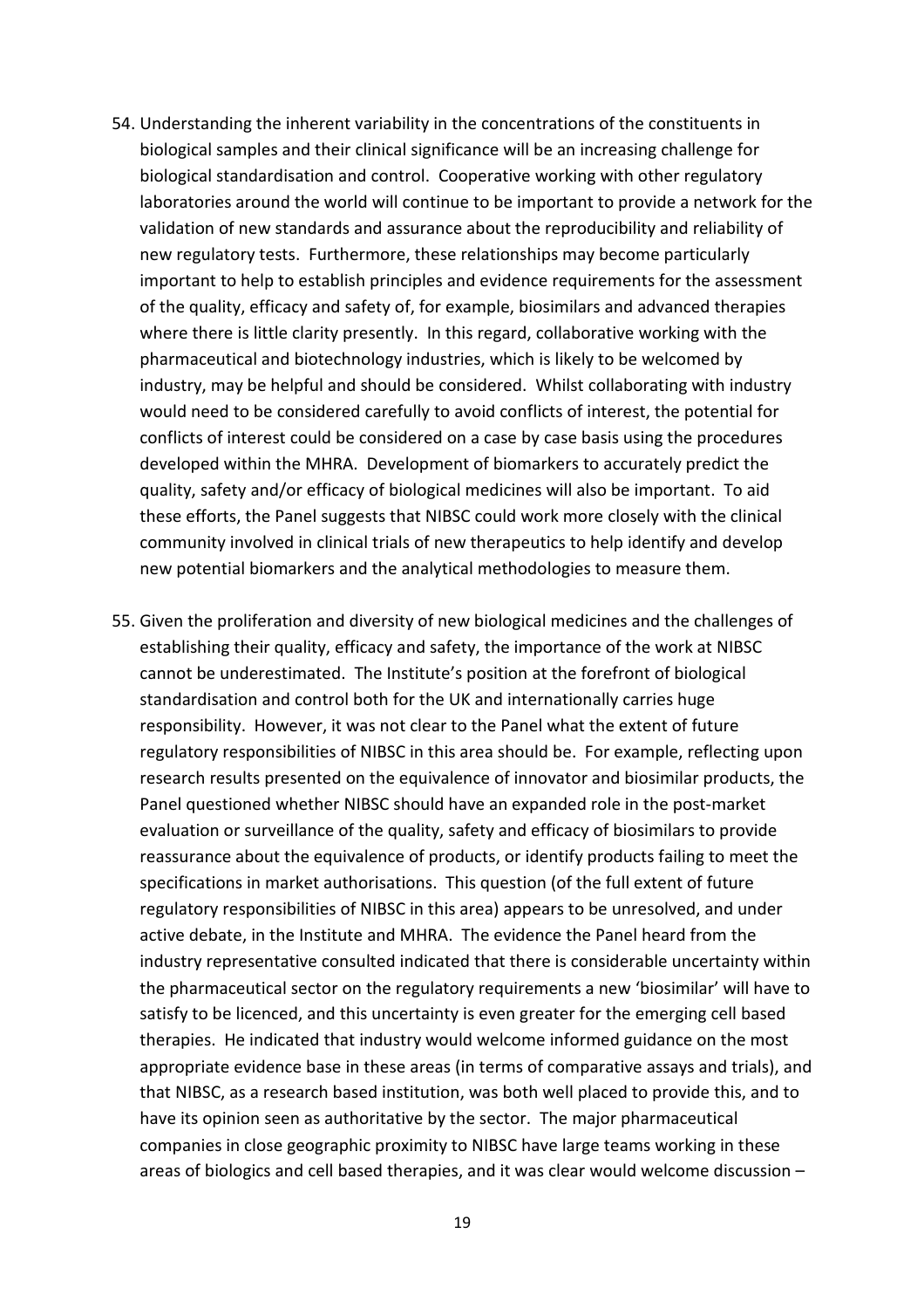54. Understanding the inherent variability in the concentrations of the constituents in biological samples and their clinical significance will be an increasing challenge for biological standardisation and control. Cooperative working with other regulatory laboratories around the world will continue to be important to provide a network for the validation of new standards and assurance about the reproducibility and reliability of new regulatory tests. Furthermore, these relationships may become particularly important to help to establish principles and evidence requirements for the assessment of the quality, efficacy and safety of, for example, biosimilars and advanced therapies where there is little clarity presently. In this regard, collaborative working with the pharmaceutical and biotechnology industries, which is likely to be welcomed by industry, may be helpful and should be considered. Whilst collaborating with industry would need to be considered carefully to avoid conflicts of interest, the potential for conflicts of interest could be considered on a case by case basis using the procedures developed within the MHRA. Development of biomarkers to accurately predict the quality, safety and/or efficacy of biological medicines will also be important. To aid these efforts, the Panel suggests that NIBSC could work more closely with the clinical community involved in clinical trials of new therapeutics to help identify and develop new potential biomarkers and the analytical methodologies to measure them.

55. Given the proliferation and diversity of new biological medicines and the challenges of establishing their quality, efficacy and safety, the importance of the work at NIBSC cannot be underestimated. The Institute's position at the forefront of biological standardisation and control both for the UK and internationally carries huge responsibility. However, it was not clear to the Panel what the extent of future regulatory responsibilities of NIBSC in this area should be. For example, reflecting upon research results presented on the equivalence of innovator and biosimilar products, the Panel questioned whether NIBSC should have an expanded role in the post-market evaluation or surveillance of the quality, safety and efficacy of biosimilars to provide reassurance about the equivalence of products, or identify products failing to meet the specifications in market authorisations. This question (of the full extent of future regulatory responsibilities of NIBSC in this area) appears to be unresolved, and under active debate, in the Institute and MHRA. The evidence the Panel heard from the industry representative consulted indicated that there is considerable uncertainty within the pharmaceutical sector on the regulatory requirements a new 'biosimilar' will have to satisfy to be licenced, and this uncertainty is even greater for the emerging cell based therapies. He indicated that industry would welcome informed guidance on the most appropriate evidence base in these areas (in terms of comparative assays and trials), and that NIBSC, as a research based institution, was both well placed to provide this, and to have its opinion seen as authoritative by the sector. The major pharmaceutical companies in close geographic proximity to NIBSC have large teams working in these areas of biologics and cell based therapies, and it was clear would welcome discussion –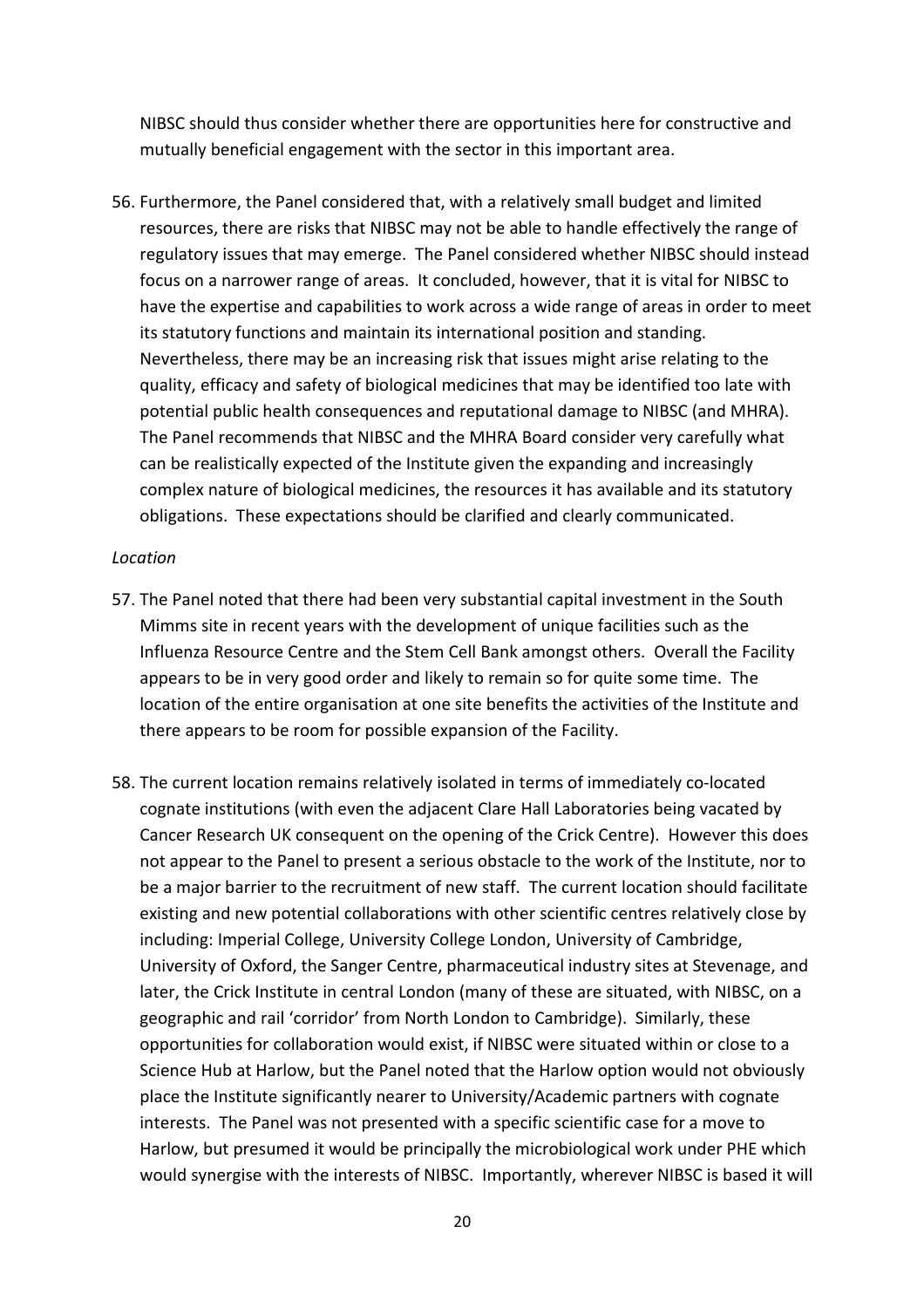NIBSC should thus consider whether there are opportunities here for constructive and mutually beneficial engagement with the sector in this important area.

56. Furthermore, the Panel considered that, with a relatively small budget and limited resources, there are risks that NIBSC may not be able to handle effectively the range of regulatory issues that may emerge. The Panel considered whether NIBSC should instead focus on a narrower range of areas. It concluded, however, that it is vital for NIBSC to have the expertise and capabilities to work across a wide range of areas in order to meet its statutory functions and maintain its international position and standing. Nevertheless, there may be an increasing risk that issues might arise relating to the quality, efficacy and safety of biological medicines that may be identified too late with potential public health consequences and reputational damage to NIBSC (and MHRA). The Panel recommends that NIBSC and the MHRA Board consider very carefully what can be realistically expected of the Institute given the expanding and increasingly complex nature of biological medicines, the resources it has available and its statutory obligations. These expectations should be clarified and clearly communicated.

*Location*

57. The Panel noted that there had been very substantial capital investment in the South Mimms site in recent years with the development of unique facilities such as the Influenza Resource Centre and the Stem Cell Bank amongst others. Overall the Facility appears to be in very good order and likely to remain so for quite some time. The location of the entire organisation at one site benefits the activities of the Institute and there appears to be room for possible expansion of the Facility.

58. The current location remains relatively isolated in terms of immediately co-located cognate institutions (with even the adjacent Clare Hall Laboratories being vacated by Cancer Research UK consequent on the opening of the Crick Centre). However this does not appear to the Panel to present a serious obstacle to the work of the Institute, nor to be a major barrier to the recruitment of new staff. The current location should facilitate existing and new potential collaborations with other scientific centres relatively close by including: Imperial College, University College London, University of Cambridge, University of Oxford, the Sanger Centre, pharmaceutical industry sites at Stevenage, and later, the Crick Institute in central London (many of these are situated, with NIBSC, on a geographic and rail 'corridor' from North London to Cambridge). Similarly, these opportunities for collaboration would exist, if NIBSC were situated within or close to a Science Hub at Harlow, but the Panel noted that the Harlow option would not obviously place the Institute significantly nearer to University/Academic partners with cognate interests. The Panel was not presented with a specific scientific case for a move to Harlow, but presumed it would be principally the microbiological work under PHE which would synergise with the interests of NIBSC. Importantly, wherever NIBSC is based it will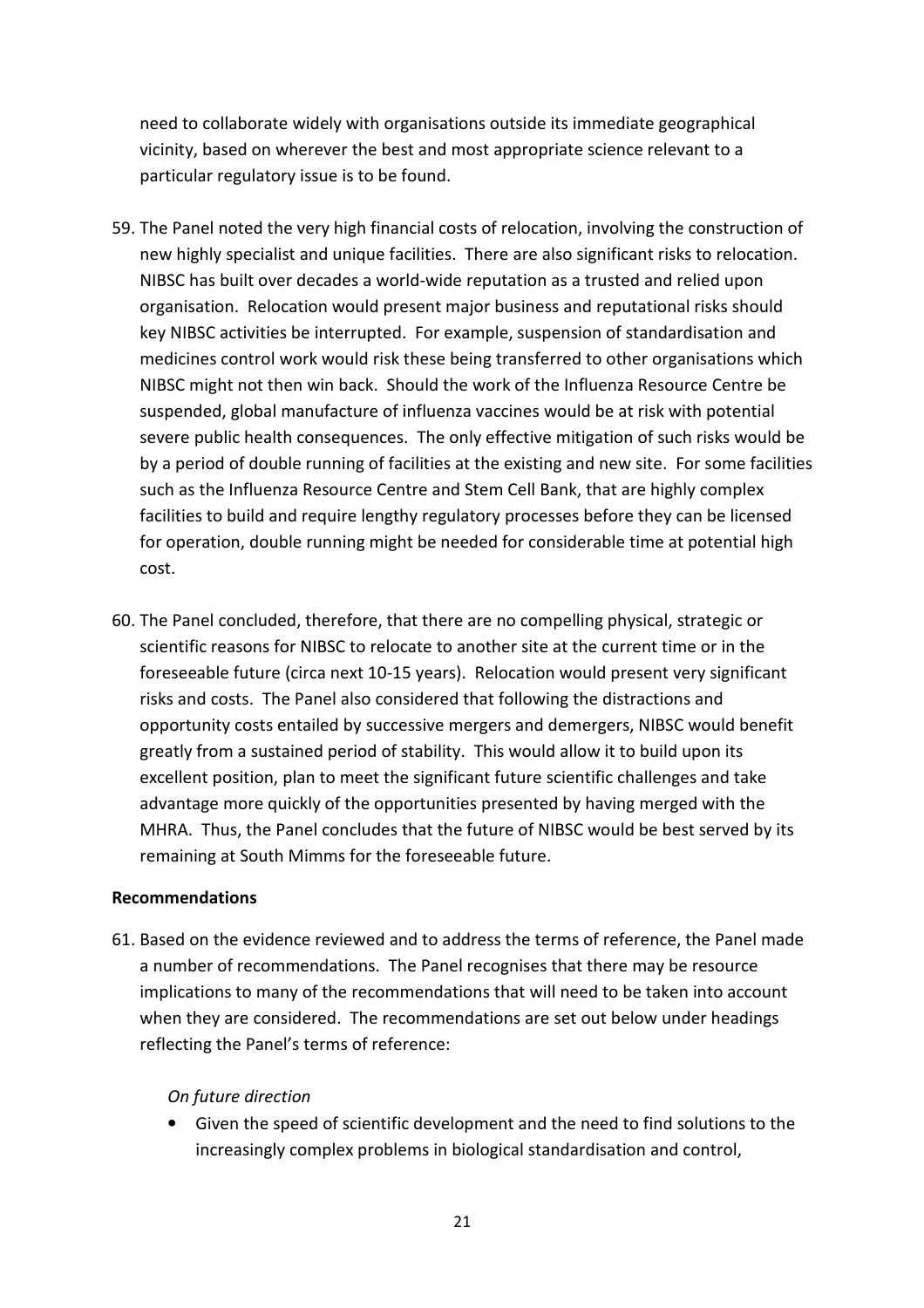need to collaborate widely with organisations outside its immediate geographical vicinity, based on wherever the best and most appropriate science relevant to a particular regulatory issue is to be found.

59. The Panel noted the very high financial costs of relocation, involving the construction of new highly specialist and unique facilities. There are also significant risks to relocation. NIBSC has built over decades a world-wide reputation as a trusted and relied upon organisation. Relocation would present major business and reputational risks should key NIBSC activities be interrupted. For example, suspension of standardisation and medicines control work would risk these being transferred to other organisations which NIBSC might not then win back. Should the work of the Influenza Resource Centre be suspended, global manufacture of influenza vaccines would be at risk with potential severe public health consequences. The only effective mitigation of such risks would be by a period of double running of facilities at the existing and new site. For some facilities such as the Influenza Resource Centre and Stem Cell Bank, that are highly complex facilities to build and require lengthy regulatory processes before they can be licensed for operation, double running might be needed for considerable time at potential high cost.

60. The Panel concluded, therefore, that there are no compelling physical, strategic or scientific reasons for NIBSC to relocate to another site at the current time or in the foreseeable future (circa next 10-15 years). Relocation would present very significant risks and costs. The Panel also considered that following the distractions and opportunity costs entailed by successive mergers and demergers, NIBSC would benefit greatly from a sustained period of stability. This would allow it to build upon its excellent position, plan to meet the significant future scientific challenges and take advantage more quickly of the opportunities presented by having merged with the MHRA. Thus, the Panel concludes that the future of NIBSC would be best served by its remaining at South Mimms for the foreseeable future.

**Recommendations**

61. Based on the evidence reviewed and to address the terms of reference, the Panel made a number of recommendations. The Panel recognises that there may be resource implications to many of the recommendations that will need to be taken into account when they are considered. The recommendations are set out below under headings reflecting the Panel's terms of reference:

*On future direction*

- Given the speed of scientific development and the need to find solutions to the increasingly complex problems in biological standardisation and control,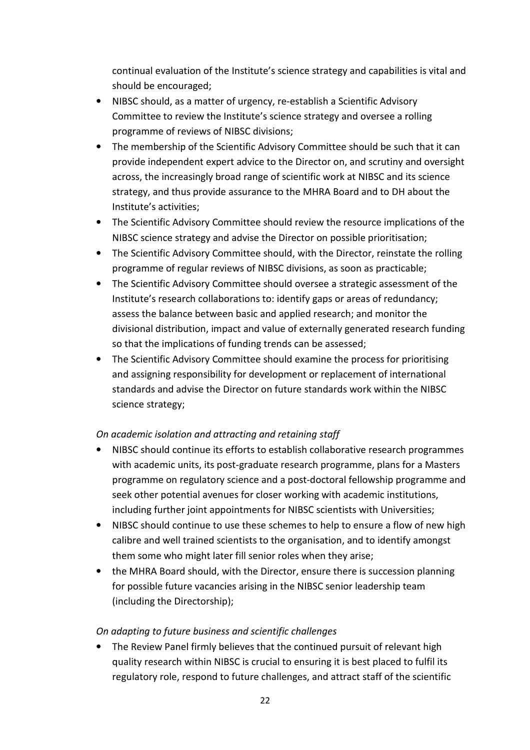continual evaluation of the Institute's science strategy and capabilities is vital and should be encouraged;

- NIBSC should, as a matter of urgency, re-establish a Scientific Advisory Committee to review the Institute's science strategy and oversee a rolling programme of reviews of NIBSC divisions;
- The membership of the Scientific Advisory Committee should be such that it can provide independent expert advice to the Director on, and scrutiny and oversight across, the increasingly broad range of scientific work at NIBSC and its science strategy, and thus provide assurance to the MHRA Board and to DH about the Institute's activities;
- The Scientific Advisory Committee should review the resource implications of the NIBSC science strategy and advise the Director on possible prioritisation;
- The Scientific Advisory Committee should, with the Director, reinstate the rolling programme of regular reviews of NIBSC divisions, as soon as practicable;
- The Scientific Advisory Committee should oversee a strategic assessment of the Institute's research collaborations to: identify gaps or areas of redundancy; assess the balance between basic and applied research; and monitor the divisional distribution, impact and value of externally generated research funding so that the implications of funding trends can be assessed;
- The Scientific Advisory Committee should examine the process for prioritising and assigning responsibility for development or replacement of international standards and advise the Director on future standards work within the NIBSC science strategy;

*On academic isolation and attracting and retaining staff*

- NIBSC should continue its efforts to establish collaborative research programmes with academic units, its post-graduate research programme, plans for a Masters programme on regulatory science and a post-doctoral fellowship programme and seek other potential avenues for closer working with academic institutions, including further joint appointments for NIBSC scientists with Universities;
- NIBSC should continue to use these schemes to help to ensure a flow of new high calibre and well trained scientists to the organisation, and to identify amongst them some who might later fill senior roles when they arise;
- the MHRA Board should, with the Director, ensure there is succession planning for possible future vacancies arising in the NIBSC senior leadership team (including the Directorship);

*On adapting to future business and scientific challenges*

- The Review Panel firmly believes that the continued pursuit of relevant high quality research within NIBSC is crucial to ensuring it is best placed to fulfil its regulatory role, respond to future challenges, and attract staff of the scientific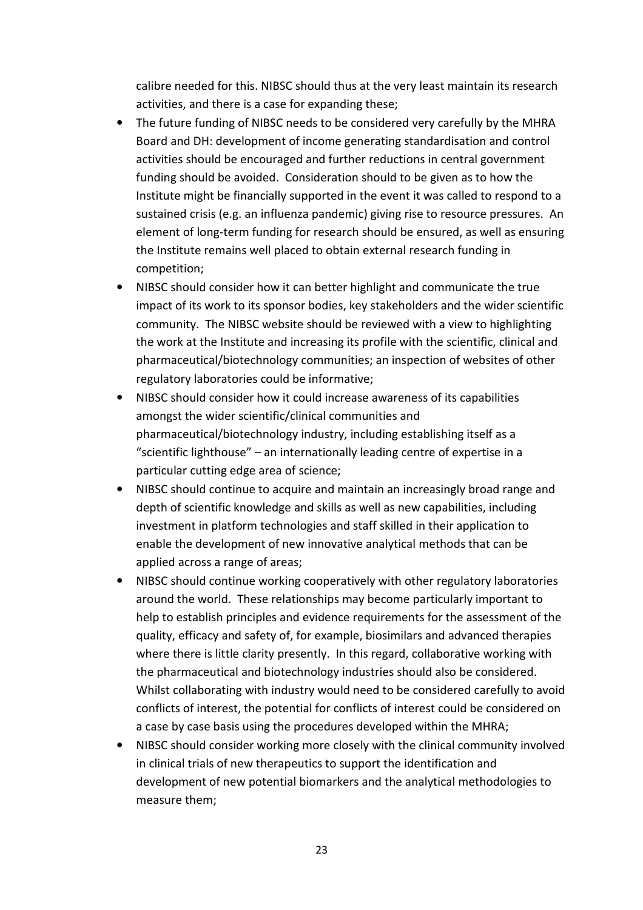calibre needed for this. NIBSC should thus at the very least maintain its research activities, and there is a case for expanding these;

- The future funding of NIBSC needs to be considered very carefully by the MHRA Board and DH: development of income generating standardisation and control activities should be encouraged and further reductions in central government funding should be avoided. Consideration should to be given as to how the Institute might be financially supported in the event it was called to respond to a sustained crisis (e.g. an influenza pandemic) giving rise to resource pressures. An element of long-term funding for research should be ensured, as well as ensuring the Institute remains well placed to obtain external research funding in competition;
- NIBSC should consider how it can better highlight and communicate the true impact of its work to its sponsor bodies, key stakeholders and the wider scientific community. The NIBSC website should be reviewed with a view to highlighting the work at the Institute and increasing its profile with the scientific, clinical and pharmaceutical/biotechnology communities; an inspection of websites of other regulatory laboratories could be informative;
- NIBSC should consider how it could increase awareness of its capabilities amongst the wider scientific/clinical communities and pharmaceutical/biotechnology industry, including establishing itself as a "scientific lighthouse" – an internationally leading centre of expertise in a particular cutting edge area of science;
- NIBSC should continue to acquire and maintain an increasingly broad range and depth of scientific knowledge and skills as well as new capabilities, including investment in platform technologies and staff skilled in their application to enable the development of new innovative analytical methods that can be applied across a range of areas;
- NIBSC should continue working cooperatively with other regulatory laboratories around the world. These relationships may become particularly important to help to establish principles and evidence requirements for the assessment of the quality, efficacy and safety of, for example, biosimilars and advanced therapies where there is little clarity presently. In this regard, collaborative working with the pharmaceutical and biotechnology industries should also be considered. Whilst collaborating with industry would need to be considered carefully to avoid conflicts of interest, the potential for conflicts of interest could be considered on a case by case basis using the procedures developed within the MHRA;
- NIBSC should consider working more closely with the clinical community involved in clinical trials of new therapeutics to support the identification and development of new potential biomarkers and the analytical methodologies to measure them;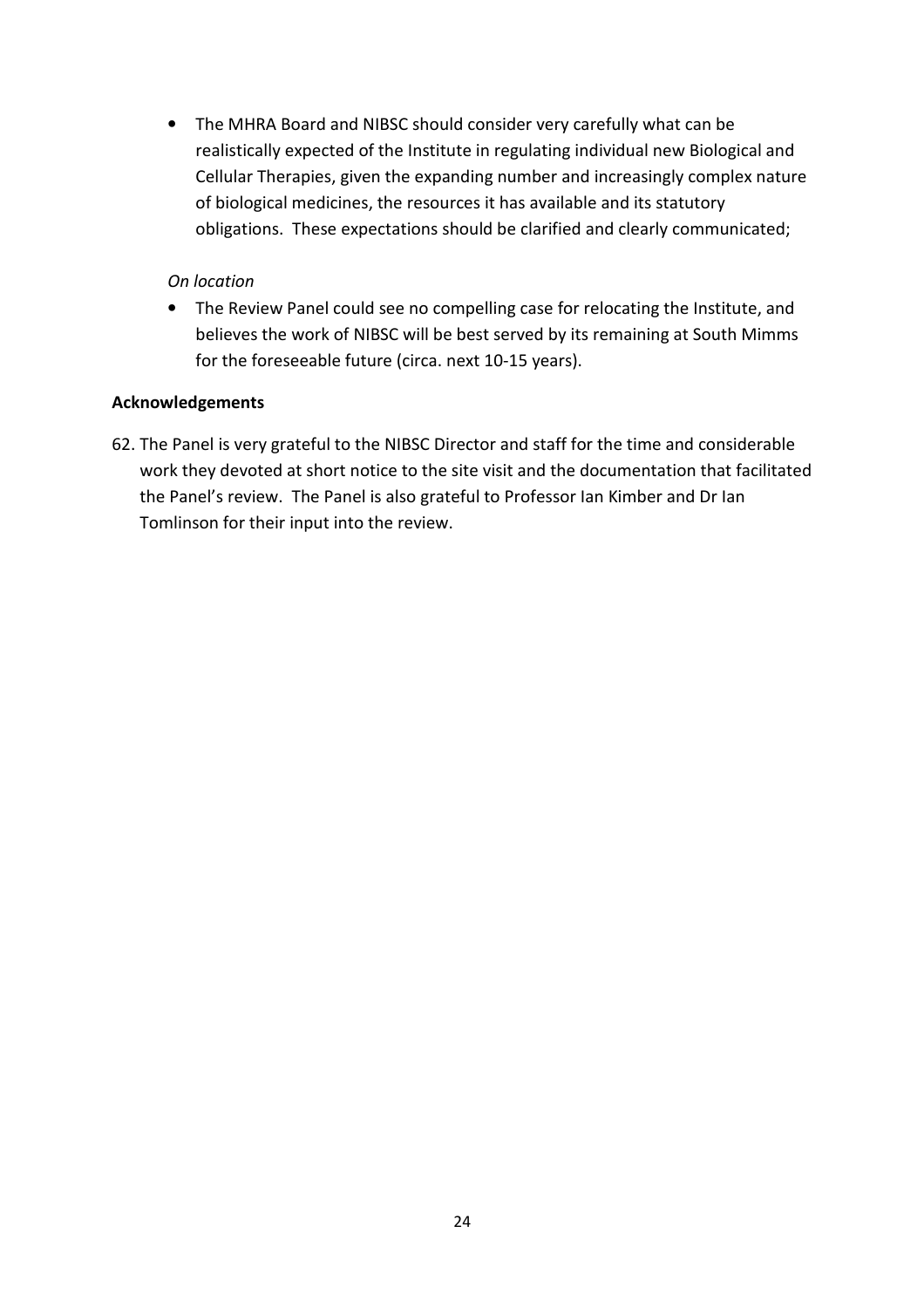- The MHRA Board and NIBSC should consider very carefully what can be realistically expected of the Institute in regulating individual new Biological and Cellular Therapies, given the expanding number and increasingly complex nature of biological medicines, the resources it has available and its statutory obligations. These expectations should be clarified and clearly communicated;

*On location*

- The Review Panel could see no compelling case for relocating the Institute, and believes the work of NIBSC will be best served by its remaining at South Mimms for the foreseeable future (circa. next 10-15 years).

**Acknowledgements**

62. The Panel is very grateful to the NIBSC Director and staff for the time and considerable work they devoted at short notice to the site visit and the documentation that facilitated the Panel's review. The Panel is also grateful to Professor Ian Kimber and Dr Ian Tomlinson for their input into the review.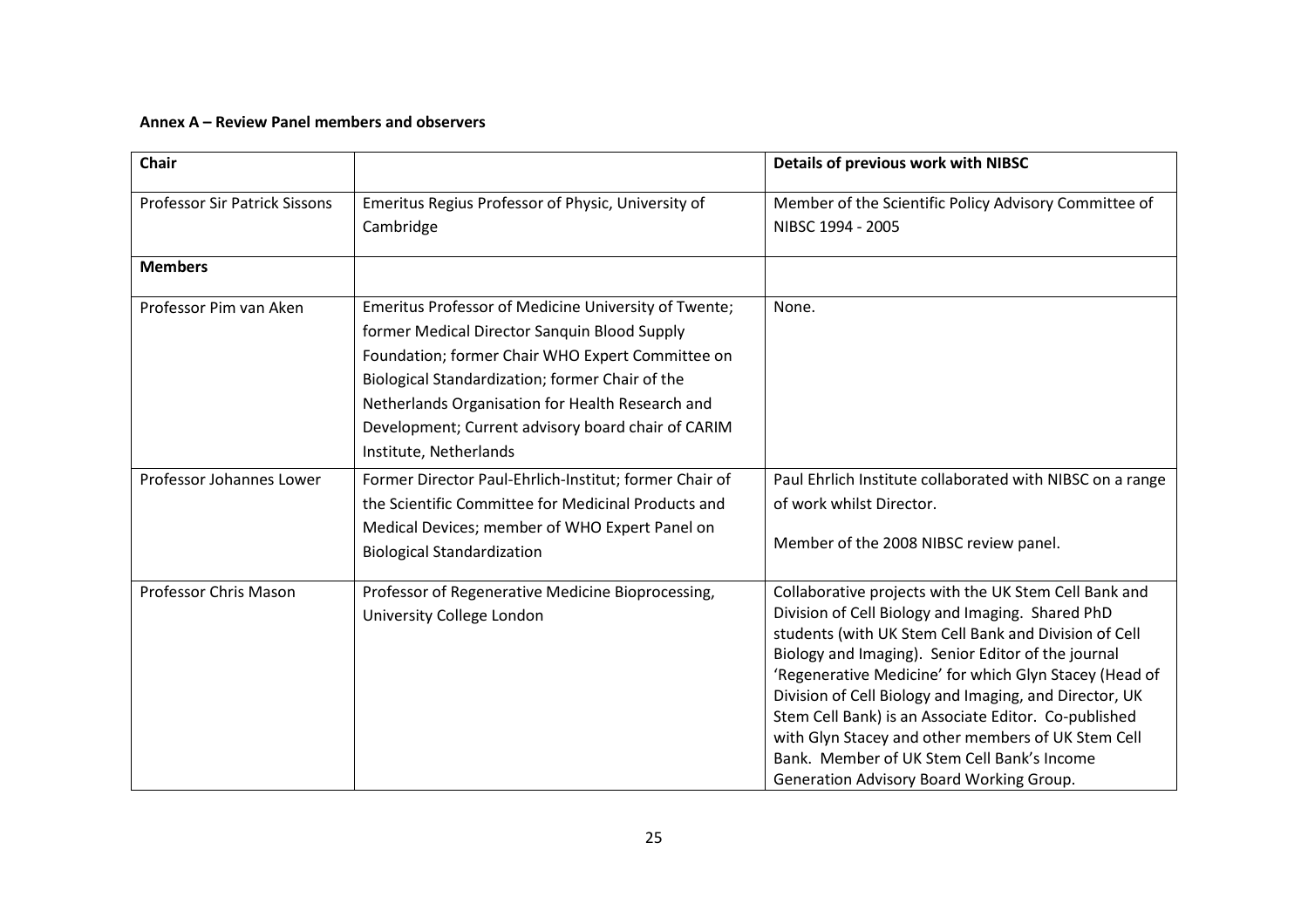**Annex A – Review Panel members and observers**

| Chair | | Details of previous work with NIBSC |
|---|---|---|
| Professor Sir Patrick Sissons | Emeritus Regius Professor of Physic, University of Cambridge | Member of the Scientific Policy Advisory Committee of NIBSC 1994 - 2005 |
| **Members** | | |
| Professor Pim van Aken | Emeritus Professor of Medicine University of Twente; former Medical Director Sanquin Blood Supply Foundation; former Chair WHO Expert Committee on Biological Standardization; former Chair of the Netherlands Organisation for Health Research and Development; Current advisory board chair of CARIM Institute, Netherlands | None. |
| Professor Johannes Lower | Former Director Paul-Ehrlich-Institut; former Chair of the Scientific Committee for Medicinal Products and Medical Devices; member of WHO Expert Panel on Biological Standardization | Paul Ehrlich Institute collaborated with NIBSC on a range of work whilst Director.<br><br>Member of the 2008 NIBSC review panel. |
| Professor Chris Mason | Professor of Regenerative Medicine Bioprocessing, University College London | Collaborative projects with the UK Stem Cell Bank and Division of Cell Biology and Imaging. Shared PhD students (with UK Stem Cell Bank and Division of Cell Biology and Imaging). Senior Editor of the journal 'Regenerative Medicine' for which Glyn Stacey (Head of Division of Cell Biology and Imaging, and Director, UK Stem Cell Bank) is an Associate Editor. Co-published with Glyn Stacey and other members of UK Stem Cell Bank. Member of UK Stem Cell Bank's Income Generation Advisory Board Working Group. |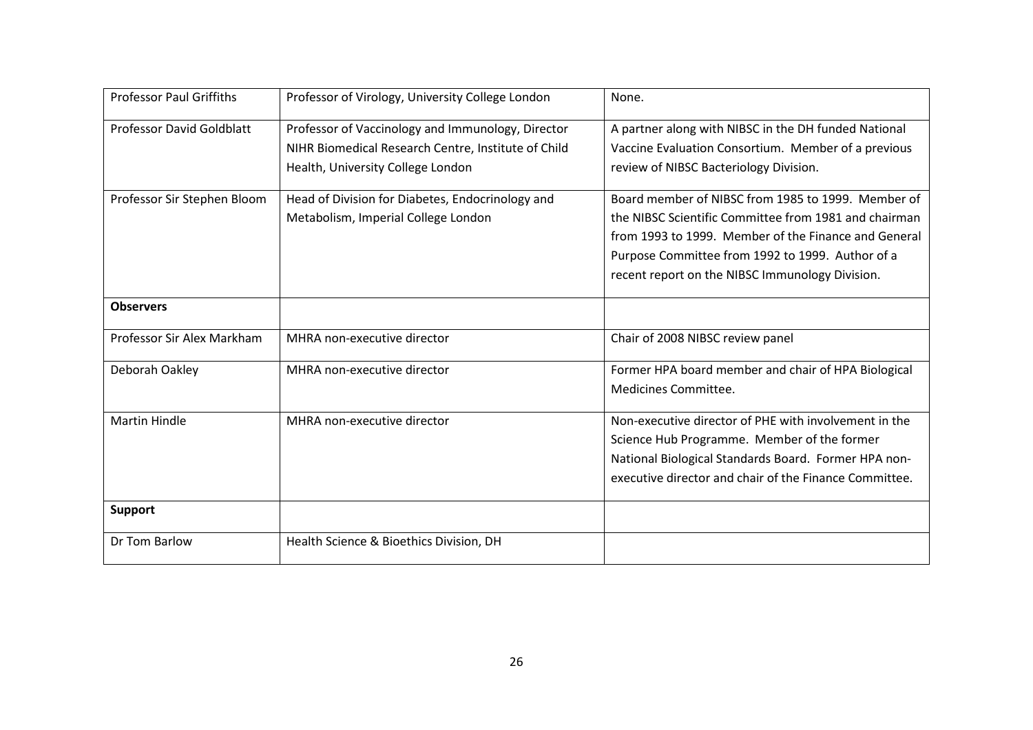| Professor Paul Griffiths | Professor of Virology, University College London | None. |
|---|---|---|
| Professor David Goldblatt | Professor of Vaccinology and Immunology, Director NIHR Biomedical Research Centre, Institute of Child Health, University College London | A partner along with NIBSC in the DH funded National Vaccine Evaluation Consortium. Member of a previous review of NIBSC Bacteriology Division. |
| Professor Sir Stephen Bloom | Head of Division for Diabetes, Endocrinology and Metabolism, Imperial College London | Board member of NIBSC from 1985 to 1999. Member of the NIBSC Scientific Committee from 1981 and chairman from 1993 to 1999. Member of the Finance and General Purpose Committee from 1992 to 1999. Author of a recent report on the NIBSC Immunology Division. |
| **Observers** | | |
| Professor Sir Alex Markham | MHRA non-executive director | Chair of 2008 NIBSC review panel |
| Deborah Oakley | MHRA non-executive director | Former HPA board member and chair of HPA Biological Medicines Committee. |
| Martin Hindle | MHRA non-executive director | Non-executive director of PHE with involvement in the Science Hub Programme. Member of the former National Biological Standards Board. Former HPA non-executive director and chair of the Finance Committee. |
| **Support** | | |
| Dr Tom Barlow | Health Science & Bioethics Division, DH | |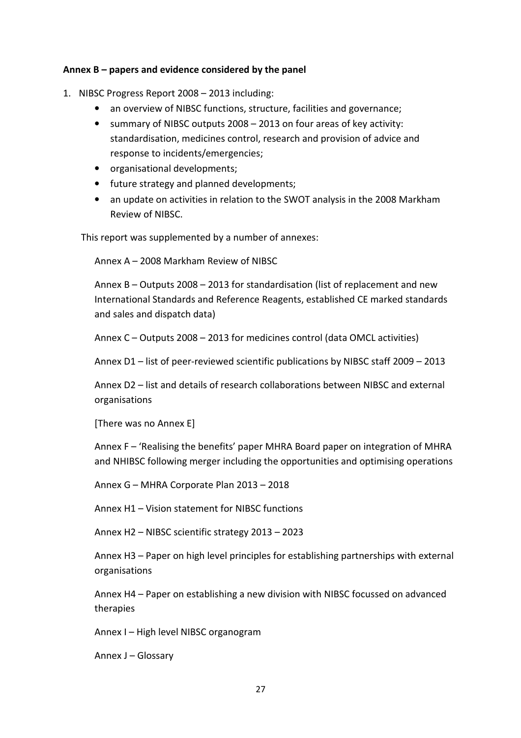**Annex B – papers and evidence considered by the panel**

1. NIBSC Progress Report 2008 – 2013 including:
   - an overview of NIBSC functions, structure, facilities and governance;
   - summary of NIBSC outputs 2008 – 2013 on four areas of key activity: standardisation, medicines control, research and provision of advice and response to incidents/emergencies;
   - organisational developments;
   - future strategy and planned developments;
   - an update on activities in relation to the SWOT analysis in the 2008 Markham Review of NIBSC.

   This report was supplemented by a number of annexes:

   Annex A – 2008 Markham Review of NIBSC

   Annex B – Outputs 2008 – 2013 for standardisation (list of replacement and new International Standards and Reference Reagents, established CE marked standards and sales and dispatch data)

   Annex C – Outputs 2008 – 2013 for medicines control (data OMCL activities)

   Annex D1 – list of peer-reviewed scientific publications by NIBSC staff 2009 – 2013

   Annex D2 – list and details of research collaborations between NIBSC and external organisations

   [There was no Annex E]

   Annex F – 'Realising the benefits' paper MHRA Board paper on integration of MHRA and NHIBSC following merger including the opportunities and optimising operations

   Annex G – MHRA Corporate Plan 2013 – 2018

   Annex H1 – Vision statement for NIBSC functions

   Annex H2 – NIBSC scientific strategy 2013 – 2023

   Annex H3 – Paper on high level principles for establishing partnerships with external organisations

   Annex H4 – Paper on establishing a new division with NIBSC focussed on advanced therapies

   Annex I – High level NIBSC organogram

   Annex J – Glossary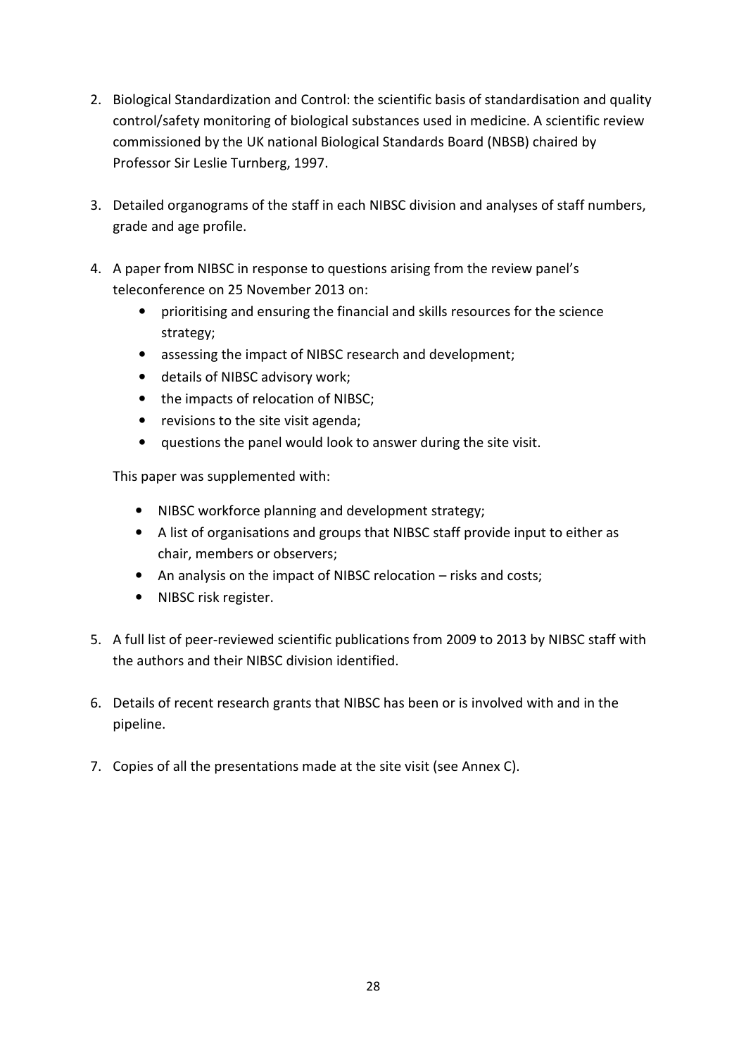2. Biological Standardization and Control: the scientific basis of standardisation and quality control/safety monitoring of biological substances used in medicine. A scientific review commissioned by the UK national Biological Standards Board (NBSB) chaired by Professor Sir Leslie Turnberg, 1997.

3. Detailed organograms of the staff in each NIBSC division and analyses of staff numbers, grade and age profile.

4. A paper from NIBSC in response to questions arising from the review panel's teleconference on 25 November 2013 on:
   - prioritising and ensuring the financial and skills resources for the science strategy;
   - assessing the impact of NIBSC research and development;
   - details of NIBSC advisory work;
   - the impacts of relocation of NIBSC;
   - revisions to the site visit agenda;
   - questions the panel would look to answer during the site visit.

   This paper was supplemented with:

   - NIBSC workforce planning and development strategy;
   - A list of organisations and groups that NIBSC staff provide input to either as chair, members or observers;
   - An analysis on the impact of NIBSC relocation – risks and costs;
   - NIBSC risk register.

5. A full list of peer-reviewed scientific publications from 2009 to 2013 by NIBSC staff with the authors and their NIBSC division identified.

6. Details of recent research grants that NIBSC has been or is involved with and in the pipeline.

7. Copies of all the presentations made at the site visit (see Annex C).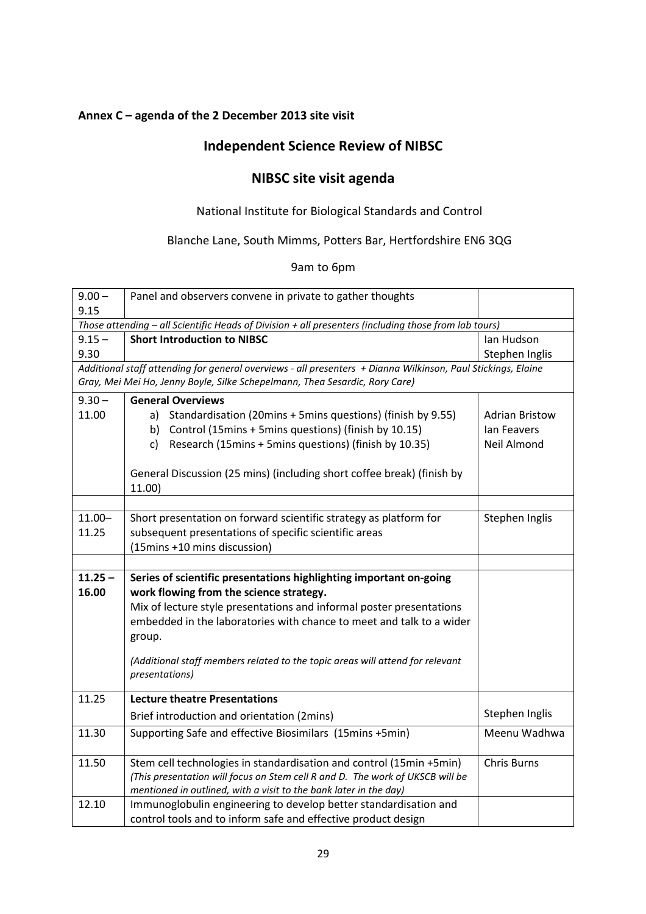**Annex C – agenda of the 2 December 2013 site visit**

## Independent Science Review of NIBSC

## NIBSC site visit agenda

National Institute for Biological Standards and Control

Blanche Lane, South Mimms, Potters Bar, Hertfordshire EN6 3QG

9am to 6pm

| Time | Item | Presenter |
|---|---|---|
| 9.00 – 9.15 | Panel and observers convene in private to gather thoughts | |
| *Those attending – all Scientific Heads of Division + all presenters (including those from lab tours)* | | |
| 9.15 – 9.30 | **Short Introduction to NIBSC** | Ian Hudson<br>Stephen Inglis |
| *Additional staff attending for general overviews - all presenters + Dianna Wilkinson, Paul Stickings, Elaine Gray, Mei Mei Ho, Jenny Boyle, Silke Schepelmann, Thea Sesardic, Rory Care)* | | |
| 9.30 – 11.00 | **General Overviews**<br>a) Standardisation (20mins + 5mins questions) (finish by 9.55)<br>b) Control (15mins + 5mins questions) (finish by 10.15)<br>c) Research (15mins + 5mins questions) (finish by 10.35)<br><br>General Discussion (25 mins) (including short coffee break) (finish by 11.00) | Adrian Bristow<br>Ian Feavers<br>Neil Almond |
| | | |
| 11.00– 11.25 | Short presentation on forward scientific strategy as platform for subsequent presentations of specific scientific areas (15mins +10 mins discussion) | Stephen Inglis |
| | | |
| **11.25 – 16.00** | **Series of scientific presentations highlighting important on-going work flowing from the science strategy.**<br>Mix of lecture style presentations and informal poster presentations embedded in the laboratories with chance to meet and talk to a wider group.<br><br>*(Additional staff members related to the topic areas will attend for relevant presentations)* | |
| 11.25 | **Lecture theatre Presentations**<br>Brief introduction and orientation (2mins) | Stephen Inglis |
| 11.30 | Supporting Safe and effective Biosimilars (15mins +5min) | Meenu Wadhwa |
| 11.50 | Stem cell technologies in standardisation and control (15min +5min)<br>*(This presentation will focus on Stem cell R and D. The work of UKSCB will be mentioned in outlined, with a visit to the bank later in the day)* | Chris Burns |
| 12.10 | Immunoglobulin engineering to develop better standardisation and control tools and to inform safe and effective product design | |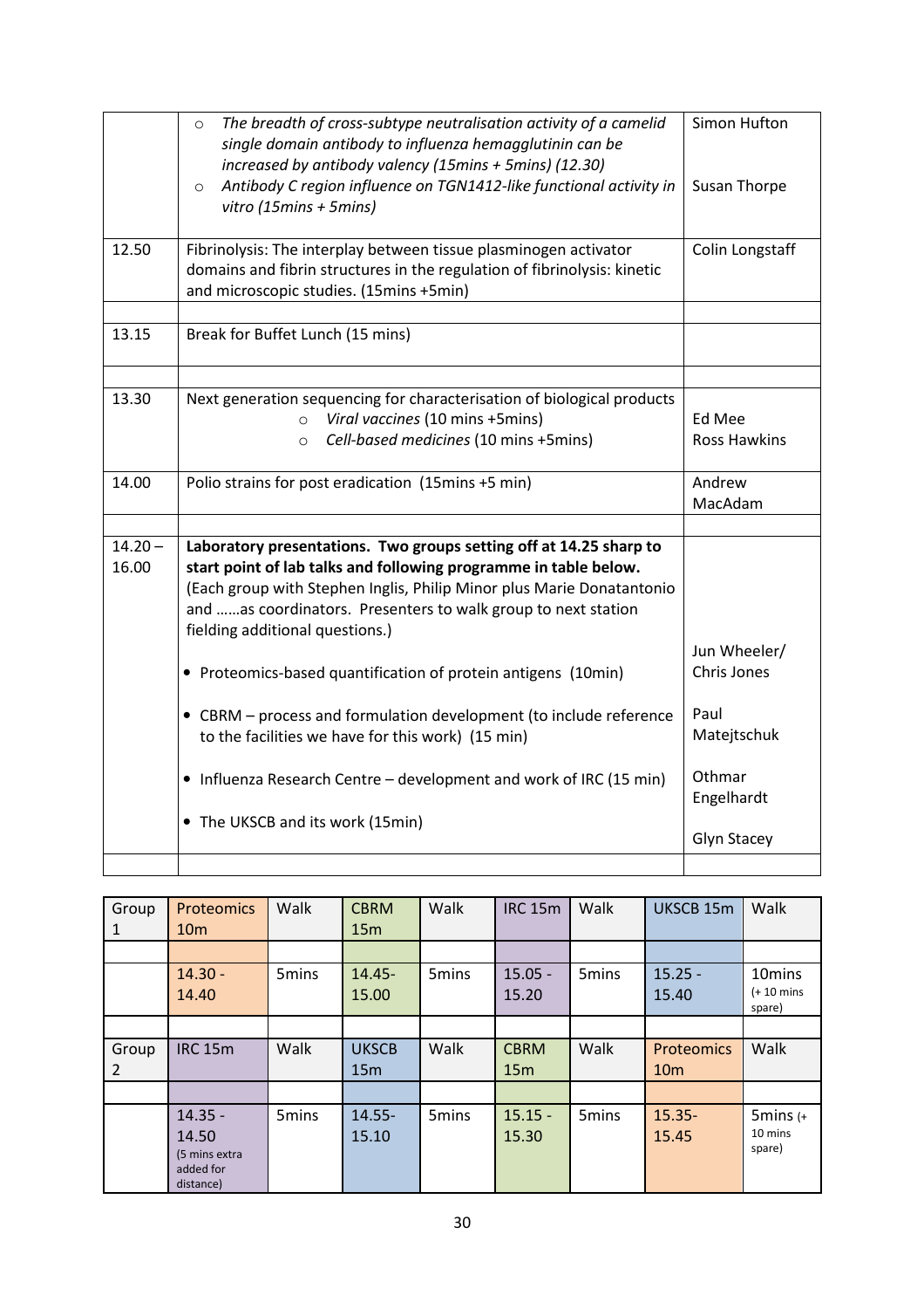| | | |
|---|---|---|
| | ○ *The breadth of cross-subtype neutralisation activity of a camelid single domain antibody to influenza hemagglutinin can be increased by antibody valency (15mins + 5mins) (12.30)*<br>○ *Antibody C region influence on TGN1412-like functional activity in vitro (15mins + 5mins)* | Simon Hufton<br><br>Susan Thorpe |
| 12.50 | Fibrinolysis: The interplay between tissue plasminogen activator domains and fibrin structures in the regulation of fibrinolysis: kinetic and microscopic studies. (15mins +5min) | Colin Longstaff |
| | | |
| 13.15 | Break for Buffet Lunch (15 mins) | |
| | | |
| 13.30 | Next generation sequencing for characterisation of biological products<br>○ *Viral vaccines* (10 mins +5mins)<br>○ *Cell-based medicines* (10 mins +5mins) | <br>Ed Mee<br>Ross Hawkins |
| 14.00 | Polio strains for post eradication (15mins +5 min) | Andrew MacAdam |
| | | |
| 14.20 – 16.00 | **Laboratory presentations. Two groups setting off at 14.25 sharp to start point of lab talks and following programme in table below.** (Each group with Stephen Inglis, Philip Minor plus Marie Donatantonio and ……as coordinators. Presenters to walk group to next station fielding additional questions.)<br><br>• Proteomics-based quantification of protein antigens (10min)<br><br>• CBRM – process and formulation development (to include reference to the facilities we have for this work) (15 min)<br><br>• Influenza Research Centre – development and work of IRC (15 min)<br><br>• The UKSCB and its work (15min) | <br><br><br><br>Jun Wheeler/ Chris Jones<br><br>Paul Matejtschuk<br><br>Othmar Engelhardt<br><br>Glyn Stacey |
| | | |

| Group 1 | Proteomics 10m | Walk | CBRM 15m | Walk | IRC 15m | Walk | UKSCB 15m | Walk |
|---|---|---|---|---|---|---|---|---|
| | | | | | | | | |
| | 14.30 - 14.40 | 5mins | 14.45- 15.00 | 5mins | 15.05 - 15.20 | 5mins | 15.25 - 15.40 | 10mins (+ 10 mins spare) |
| | | | | | | | | |
| Group 2 | IRC 15m | Walk | UKSCB 15m | Walk | CBRM 15m | Walk | Proteomics 10m | Walk |
| | | | | | | | | |
| | 14.35 - 14.50 (5 mins extra added for distance) | 5mins | 14.55- 15.10 | 5mins | 15.15 - 15.30 | 5mins | 15.35- 15.45 | 5mins (+ 10 mins spare) |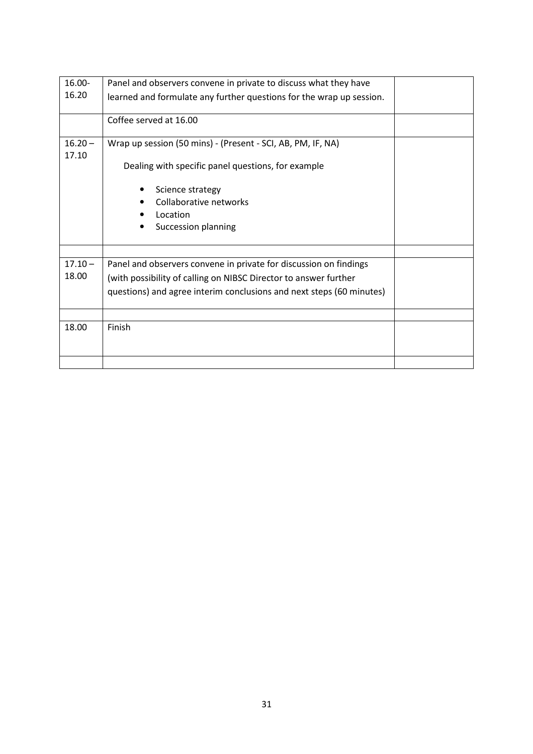| | | |
|---|---|---|
| 16.00-16.20 | Panel and observers convene in private to discuss what they have learned and formulate any further questions for the wrap up session. | |
| | Coffee served at 16.00 | |
| 16.20 – 17.10 | Wrap up session (50 mins) - (Present - SCI, AB, PM, IF, NA)<br><br>Dealing with specific panel questions, for example<br><br>• Science strategy<br>• Collaborative networks<br>• Location<br>• Succession planning | |
| | | |
| 17.10 – 18.00 | Panel and observers convene in private for discussion on findings (with possibility of calling on NIBSC Director to answer further questions) and agree interim conclusions and next steps (60 minutes) | |
| | | |
| 18.00 | Finish | |
| | | |